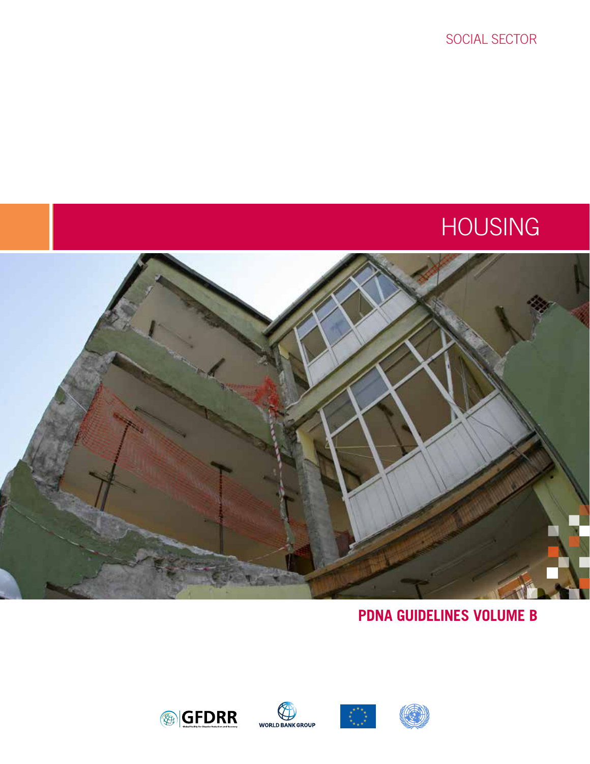SOCIAL SECTOR

# HOUSING

**PDNA GUIDELINES VOLUME B**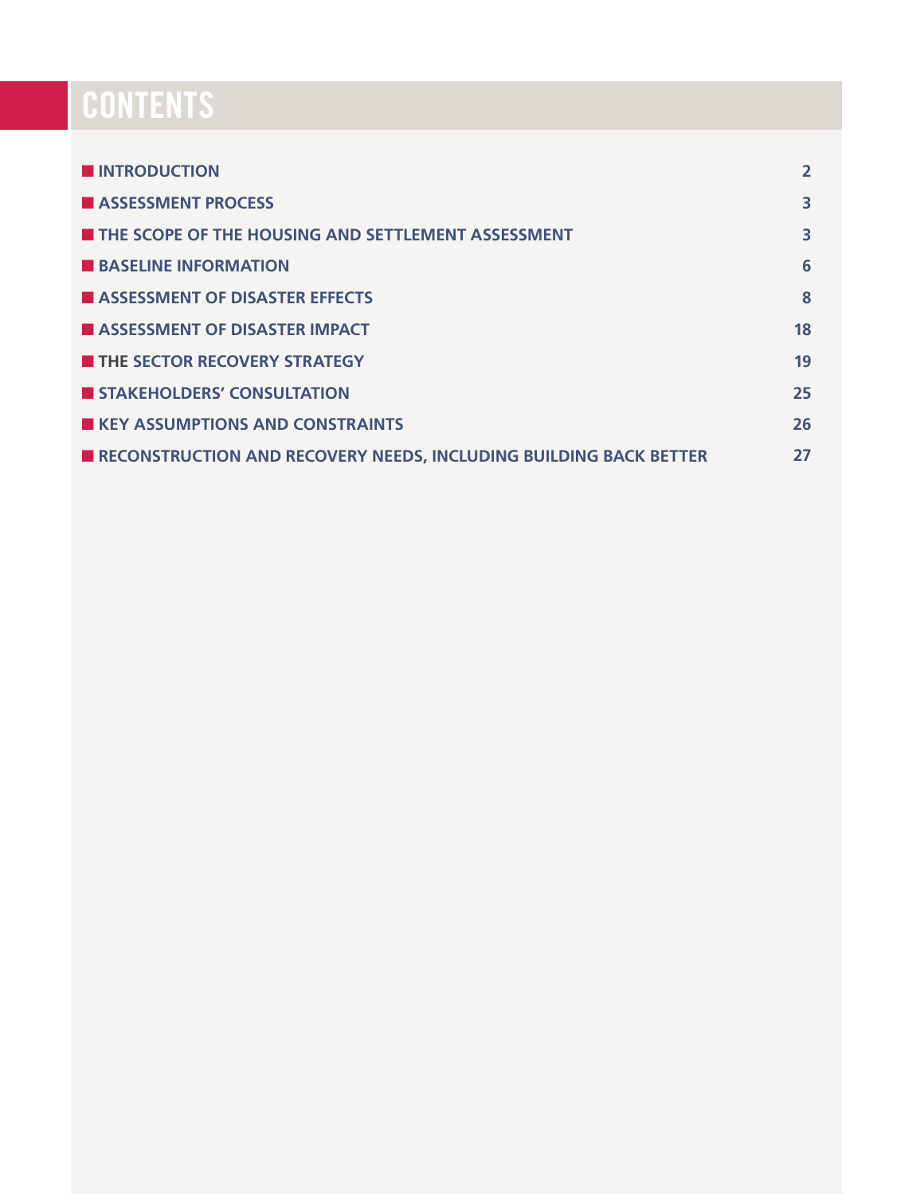# CONTENTS

| | |
|---|---|
| **INTRODUCTION** | **2** |
| **ASSESSMENT PROCESS** | **3** |
| **THE SCOPE OF THE HOUSING AND SETTLEMENT ASSESSMENT** | **3** |
| **BASELINE INFORMATION** | **6** |
| **ASSESSMENT OF DISASTER EFFECTS** | **8** |
| **ASSESSMENT OF DISASTER IMPACT** | **18** |
| **THE SECTOR RECOVERY STRATEGY** | **19** |
| **STAKEHOLDERS' CONSULTATION** | **25** |
| **KEY ASSUMPTIONS AND CONSTRAINTS** | **26** |
| **RECONSTRUCTION AND RECOVERY NEEDS, INCLUDING BUILDING BACK BETTER** | **27** |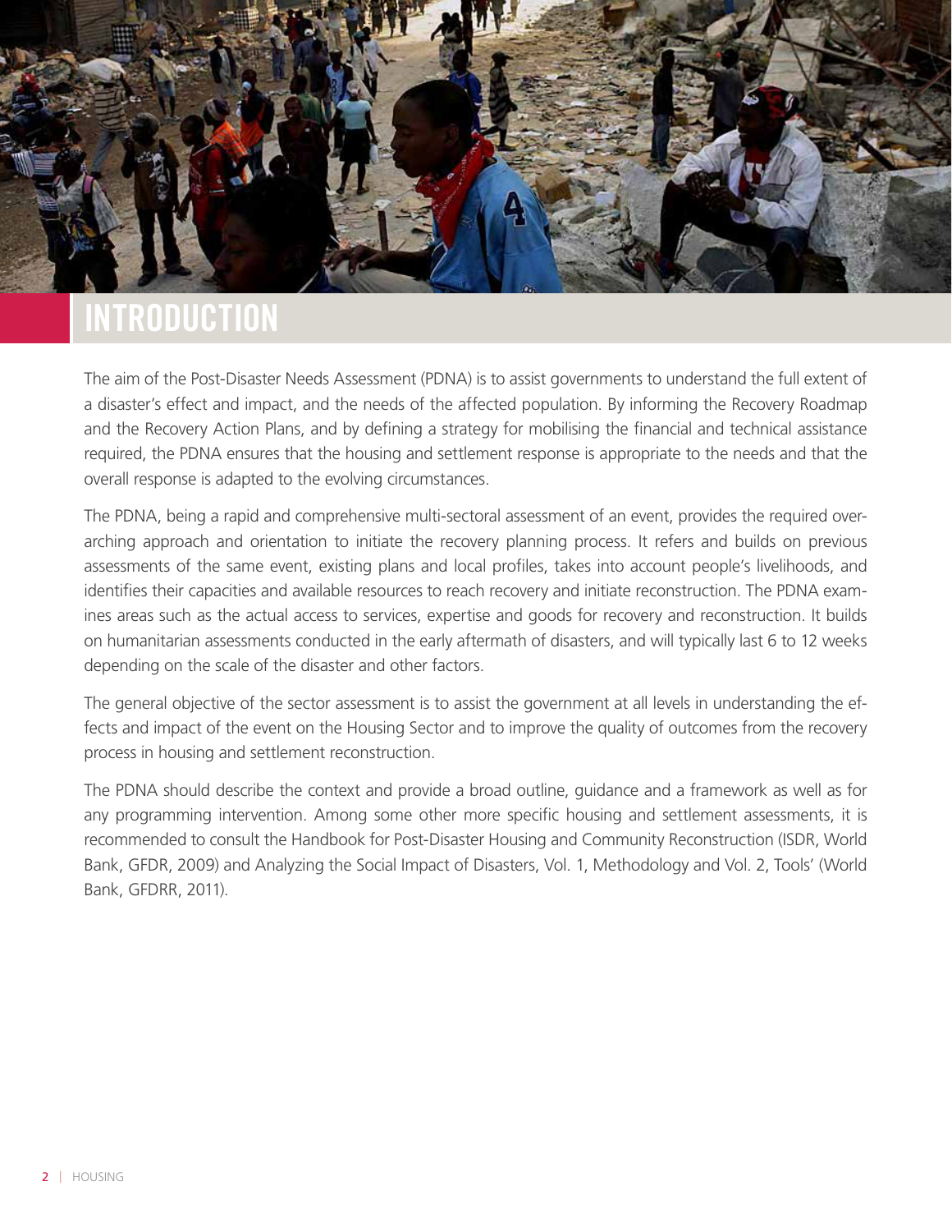# INTRODUCTION

The aim of the Post-Disaster Needs Assessment (PDNA) is to assist governments to understand the full extent of a disaster's effect and impact, and the needs of the affected population. By informing the Recovery Roadmap and the Recovery Action Plans, and by defining a strategy for mobilising the financial and technical assistance required, the PDNA ensures that the housing and settlement response is appropriate to the needs and that the overall response is adapted to the evolving circumstances.

The PDNA, being a rapid and comprehensive multi-sectoral assessment of an event, provides the required overarching approach and orientation to initiate the recovery planning process. It refers and builds on previous assessments of the same event, existing plans and local profiles, takes into account people's livelihoods, and identifies their capacities and available resources to reach recovery and initiate reconstruction. The PDNA examines areas such as the actual access to services, expertise and goods for recovery and reconstruction. It builds on humanitarian assessments conducted in the early aftermath of disasters, and will typically last 6 to 12 weeks depending on the scale of the disaster and other factors.

The general objective of the sector assessment is to assist the government at all levels in understanding the effects and impact of the event on the Housing Sector and to improve the quality of outcomes from the recovery process in housing and settlement reconstruction.

The PDNA should describe the context and provide a broad outline, guidance and a framework as well as for any programming intervention. Among some other more specific housing and settlement assessments, it is recommended to consult the Handbook for Post-Disaster Housing and Community Reconstruction (ISDR, World Bank, GFDR, 2009) and Analyzing the Social Impact of Disasters, Vol. 1, Methodology and Vol. 2, Tools' (World Bank, GFDRR, 2011).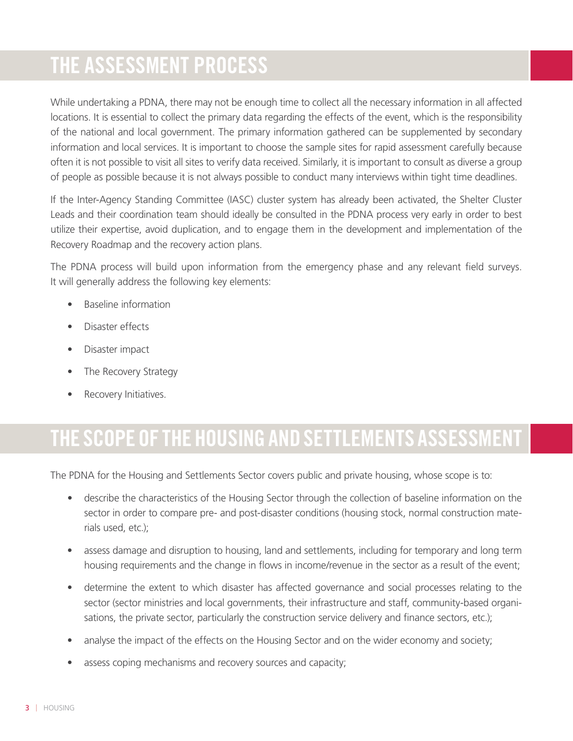## THE ASSESSMENT PROCESS

While undertaking a PDNA, there may not be enough time to collect all the necessary information in all affected locations. It is essential to collect the primary data regarding the effects of the event, which is the responsibility of the national and local government. The primary information gathered can be supplemented by secondary information and local services. It is important to choose the sample sites for rapid assessment carefully because often it is not possible to visit all sites to verify data received. Similarly, it is important to consult as diverse a group of people as possible because it is not always possible to conduct many interviews within tight time deadlines.

If the Inter-Agency Standing Committee (IASC) cluster system has already been activated, the Shelter Cluster Leads and their coordination team should ideally be consulted in the PDNA process very early in order to best utilize their expertise, avoid duplication, and to engage them in the development and implementation of the Recovery Roadmap and the recovery action plans.

The PDNA process will build upon information from the emergency phase and any relevant field surveys. It will generally address the following key elements:

- Baseline information
- Disaster effects
- Disaster impact
- The Recovery Strategy
- Recovery Initiatives.

## THE SCOPE OF THE HOUSING AND SETTLEMENTS ASSESSMENT

The PDNA for the Housing and Settlements Sector covers public and private housing, whose scope is to:

- describe the characteristics of the Housing Sector through the collection of baseline information on the sector in order to compare pre- and post-disaster conditions (housing stock, normal construction materials used, etc.);
- assess damage and disruption to housing, land and settlements, including for temporary and long term housing requirements and the change in flows in income/revenue in the sector as a result of the event;
- determine the extent to which disaster has affected governance and social processes relating to the sector (sector ministries and local governments, their infrastructure and staff, community-based organisations, the private sector, particularly the construction service delivery and finance sectors, etc.);
- analyse the impact of the effects on the Housing Sector and on the wider economy and society;
- assess coping mechanisms and recovery sources and capacity;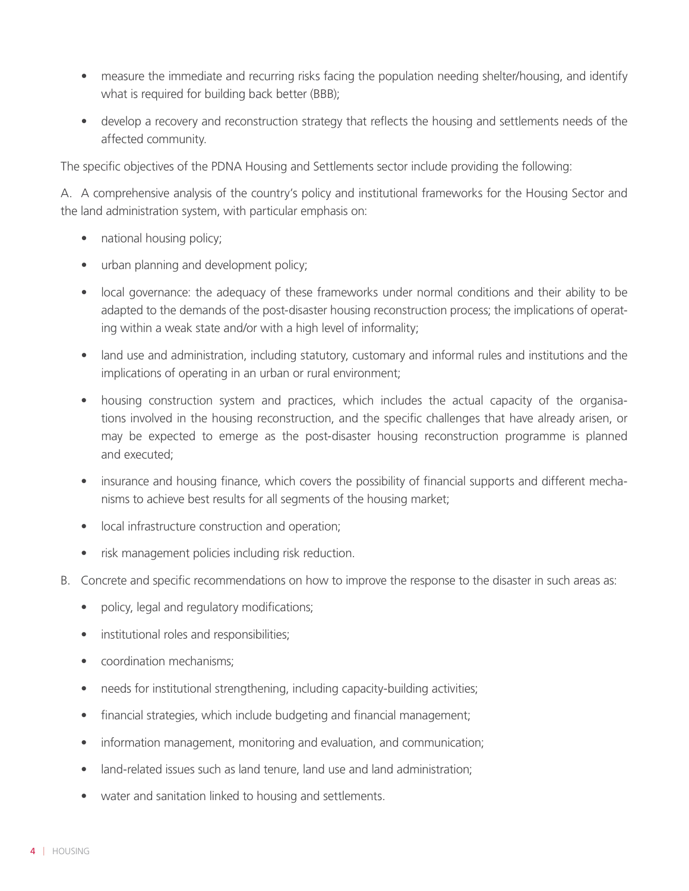- measure the immediate and recurring risks facing the population needing shelter/housing, and identify what is required for building back better (BBB);
- develop a recovery and reconstruction strategy that reflects the housing and settlements needs of the affected community.

The specific objectives of the PDNA Housing and Settlements sector include providing the following:

A. A comprehensive analysis of the country's policy and institutional frameworks for the Housing Sector and the land administration system, with particular emphasis on:

- national housing policy;
- urban planning and development policy;
- local governance: the adequacy of these frameworks under normal conditions and their ability to be adapted to the demands of the post-disaster housing reconstruction process; the implications of operating within a weak state and/or with a high level of informality;
- land use and administration, including statutory, customary and informal rules and institutions and the implications of operating in an urban or rural environment;
- housing construction system and practices, which includes the actual capacity of the organisations involved in the housing reconstruction, and the specific challenges that have already arisen, or may be expected to emerge as the post-disaster housing reconstruction programme is planned and executed;
- insurance and housing finance, which covers the possibility of financial supports and different mechanisms to achieve best results for all segments of the housing market;
- local infrastructure construction and operation;
- risk management policies including risk reduction.

B. Concrete and specific recommendations on how to improve the response to the disaster in such areas as:

- policy, legal and regulatory modifications;
- institutional roles and responsibilities;
- coordination mechanisms;
- needs for institutional strengthening, including capacity-building activities;
- financial strategies, which include budgeting and financial management;
- information management, monitoring and evaluation, and communication;
- land-related issues such as land tenure, land use and land administration;
- water and sanitation linked to housing and settlements.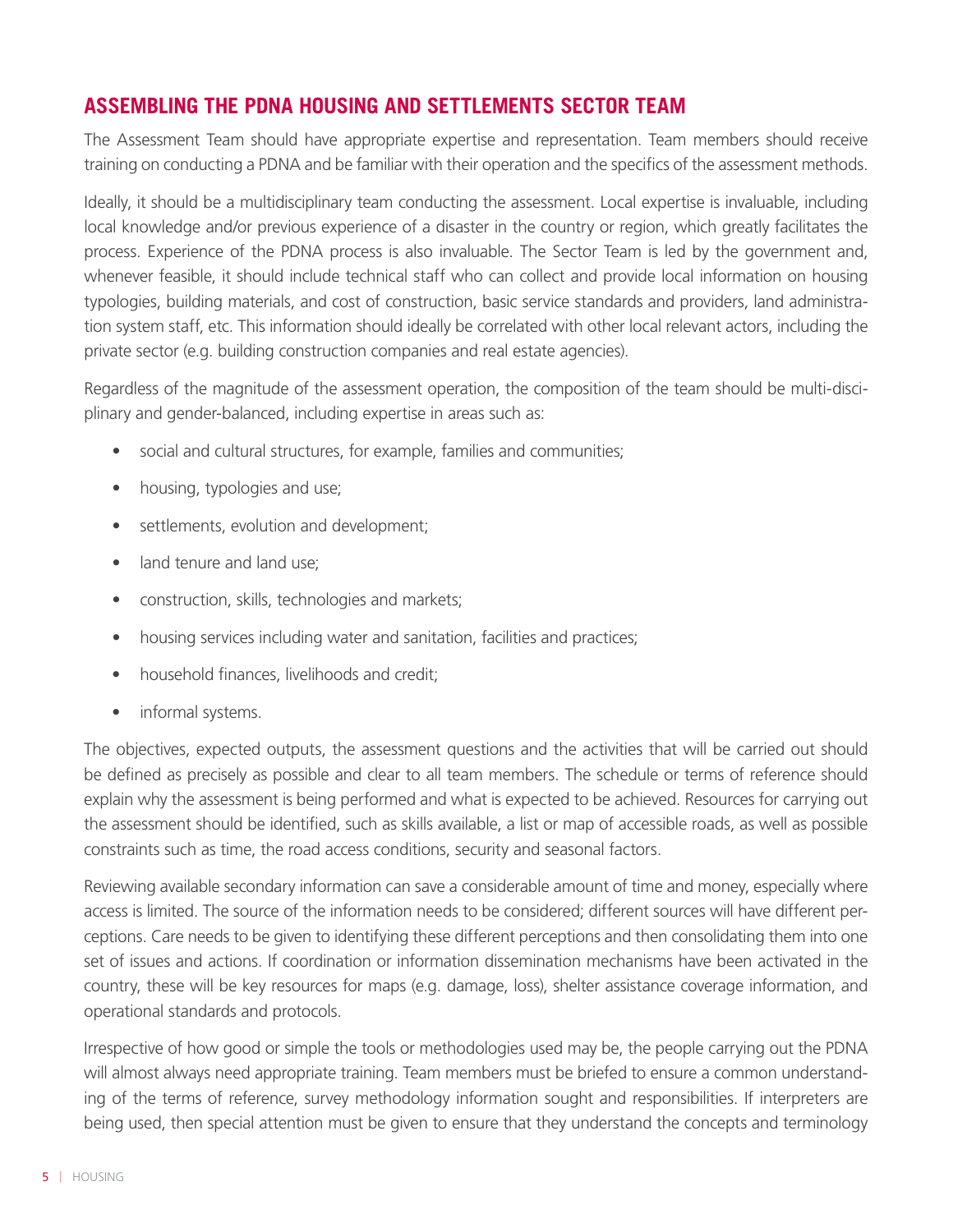## ASSEMBLING THE PDNA HOUSING AND SETTLEMENTS SECTOR TEAM

The Assessment Team should have appropriate expertise and representation. Team members should receive training on conducting a PDNA and be familiar with their operation and the specifics of the assessment methods.

Ideally, it should be a multidisciplinary team conducting the assessment. Local expertise is invaluable, including local knowledge and/or previous experience of a disaster in the country or region, which greatly facilitates the process. Experience of the PDNA process is also invaluable. The Sector Team is led by the government and, whenever feasible, it should include technical staff who can collect and provide local information on housing typologies, building materials, and cost of construction, basic service standards and providers, land administration system staff, etc. This information should ideally be correlated with other local relevant actors, including the private sector (e.g. building construction companies and real estate agencies).

Regardless of the magnitude of the assessment operation, the composition of the team should be multi-disciplinary and gender-balanced, including expertise in areas such as:

- social and cultural structures, for example, families and communities;
- housing, typologies and use;
- settlements, evolution and development;
- land tenure and land use;
- construction, skills, technologies and markets;
- housing services including water and sanitation, facilities and practices;
- household finances, livelihoods and credit;
- informal systems.

The objectives, expected outputs, the assessment questions and the activities that will be carried out should be defined as precisely as possible and clear to all team members. The schedule or terms of reference should explain why the assessment is being performed and what is expected to be achieved. Resources for carrying out the assessment should be identified, such as skills available, a list or map of accessible roads, as well as possible constraints such as time, the road access conditions, security and seasonal factors.

Reviewing available secondary information can save a considerable amount of time and money, especially where access is limited. The source of the information needs to be considered; different sources will have different perceptions. Care needs to be given to identifying these different perceptions and then consolidating them into one set of issues and actions. If coordination or information dissemination mechanisms have been activated in the country, these will be key resources for maps (e.g. damage, loss), shelter assistance coverage information, and operational standards and protocols.

Irrespective of how good or simple the tools or methodologies used may be, the people carrying out the PDNA will almost always need appropriate training. Team members must be briefed to ensure a common understanding of the terms of reference, survey methodology information sought and responsibilities. If interpreters are being used, then special attention must be given to ensure that they understand the concepts and terminology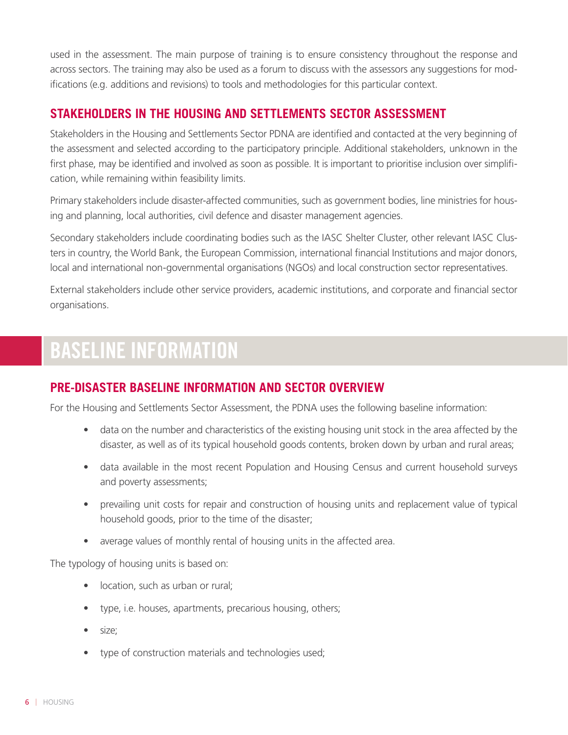used in the assessment. The main purpose of training is to ensure consistency throughout the response and across sectors. The training may also be used as a forum to discuss with the assessors any suggestions for modifications (e.g. additions and revisions) to tools and methodologies for this particular context.

## STAKEHOLDERS IN THE HOUSING AND SETTLEMENTS SECTOR ASSESSMENT

Stakeholders in the Housing and Settlements Sector PDNA are identified and contacted at the very beginning of the assessment and selected according to the participatory principle. Additional stakeholders, unknown in the first phase, may be identified and involved as soon as possible. It is important to prioritise inclusion over simplification, while remaining within feasibility limits.

Primary stakeholders include disaster-affected communities, such as government bodies, line ministries for housing and planning, local authorities, civil defence and disaster management agencies.

Secondary stakeholders include coordinating bodies such as the IASC Shelter Cluster, other relevant IASC Clusters in country, the World Bank, the European Commission, international financial Institutions and major donors, local and international non-governmental organisations (NGOs) and local construction sector representatives.

External stakeholders include other service providers, academic institutions, and corporate and financial sector organisations.

# BASELINE INFORMATION

## PRE-DISASTER BASELINE INFORMATION AND SECTOR OVERVIEW

For the Housing and Settlements Sector Assessment, the PDNA uses the following baseline information:

- data on the number and characteristics of the existing housing unit stock in the area affected by the disaster, as well as of its typical household goods contents, broken down by urban and rural areas;
- data available in the most recent Population and Housing Census and current household surveys and poverty assessments;
- prevailing unit costs for repair and construction of housing units and replacement value of typical household goods, prior to the time of the disaster;
- average values of monthly rental of housing units in the affected area.

The typology of housing units is based on:

- location, such as urban or rural;
- type, i.e. houses, apartments, precarious housing, others;
- size;
- type of construction materials and technologies used;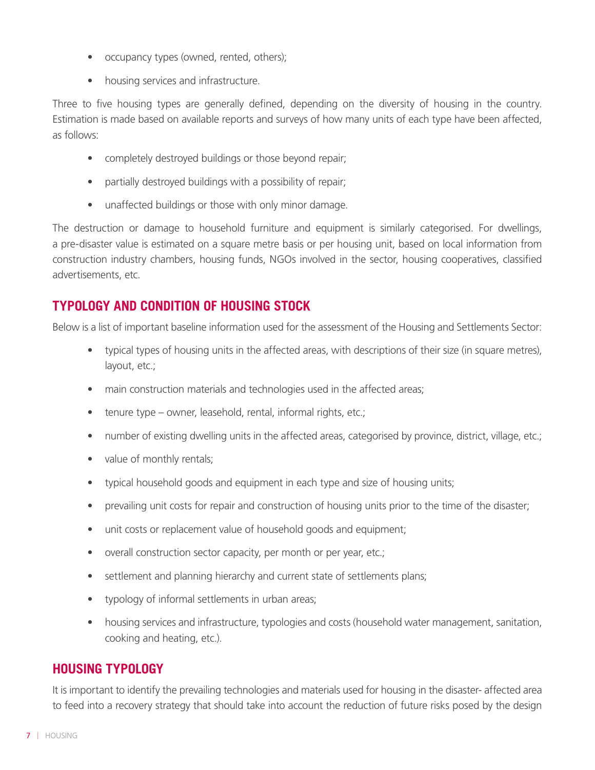- occupancy types (owned, rented, others);
- housing services and infrastructure.

Three to five housing types are generally defined, depending on the diversity of housing in the country. Estimation is made based on available reports and surveys of how many units of each type have been affected, as follows:

- completely destroyed buildings or those beyond repair;
- partially destroyed buildings with a possibility of repair;
- unaffected buildings or those with only minor damage.

The destruction or damage to household furniture and equipment is similarly categorised. For dwellings, a pre-disaster value is estimated on a square metre basis or per housing unit, based on local information from construction industry chambers, housing funds, NGOs involved in the sector, housing cooperatives, classified advertisements, etc.

## TYPOLOGY AND CONDITION OF HOUSING STOCK

Below is a list of important baseline information used for the assessment of the Housing and Settlements Sector:

- typical types of housing units in the affected areas, with descriptions of their size (in square metres), layout, etc.;
- main construction materials and technologies used in the affected areas;
- tenure type – owner, leasehold, rental, informal rights, etc.;
- number of existing dwelling units in the affected areas, categorised by province, district, village, etc.;
- value of monthly rentals;
- typical household goods and equipment in each type and size of housing units;
- prevailing unit costs for repair and construction of housing units prior to the time of the disaster;
- unit costs or replacement value of household goods and equipment;
- overall construction sector capacity, per month or per year, etc.;
- settlement and planning hierarchy and current state of settlements plans;
- typology of informal settlements in urban areas;
- housing services and infrastructure, typologies and costs (household water management, sanitation, cooking and heating, etc.).

## HOUSING TYPOLOGY

It is important to identify the prevailing technologies and materials used for housing in the disaster- affected area to feed into a recovery strategy that should take into account the reduction of future risks posed by the design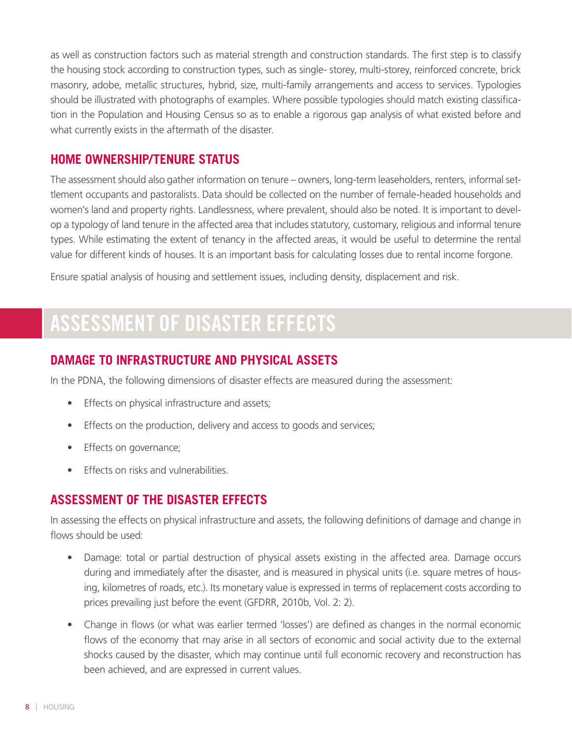as well as construction factors such as material strength and construction standards. The first step is to classify the housing stock according to construction types, such as single- storey, multi-storey, reinforced concrete, brick masonry, adobe, metallic structures, hybrid, size, multi-family arrangements and access to services. Typologies should be illustrated with photographs of examples. Where possible typologies should match existing classification in the Population and Housing Census so as to enable a rigorous gap analysis of what existed before and what currently exists in the aftermath of the disaster.

### HOME OWNERSHIP/TENURE STATUS

The assessment should also gather information on tenure – owners, long-term leaseholders, renters, informal settlement occupants and pastoralists. Data should be collected on the number of female-headed households and women's land and property rights. Landlessness, where prevalent, should also be noted. It is important to develop a typology of land tenure in the affected area that includes statutory, customary, religious and informal tenure types. While estimating the extent of tenancy in the affected areas, it would be useful to determine the rental value for different kinds of houses. It is an important basis for calculating losses due to rental income forgone.

Ensure spatial analysis of housing and settlement issues, including density, displacement and risk.

## ASSESSMENT OF DISASTER EFFECTS

### DAMAGE TO INFRASTRUCTURE AND PHYSICAL ASSETS

In the PDNA, the following dimensions of disaster effects are measured during the assessment:

- Effects on physical infrastructure and assets;
- Effects on the production, delivery and access to goods and services;
- Effects on governance;
- Effects on risks and vulnerabilities.

### ASSESSMENT OF THE DISASTER EFFECTS

In assessing the effects on physical infrastructure and assets, the following definitions of damage and change in flows should be used:

- Damage: total or partial destruction of physical assets existing in the affected area. Damage occurs during and immediately after the disaster, and is measured in physical units (i.e. square metres of housing, kilometres of roads, etc.). Its monetary value is expressed in terms of replacement costs according to prices prevailing just before the event (GFDRR, 2010b, Vol. 2: 2).
- Change in flows (or what was earlier termed 'losses') are defined as changes in the normal economic flows of the economy that may arise in all sectors of economic and social activity due to the external shocks caused by the disaster, which may continue until full economic recovery and reconstruction has been achieved, and are expressed in current values.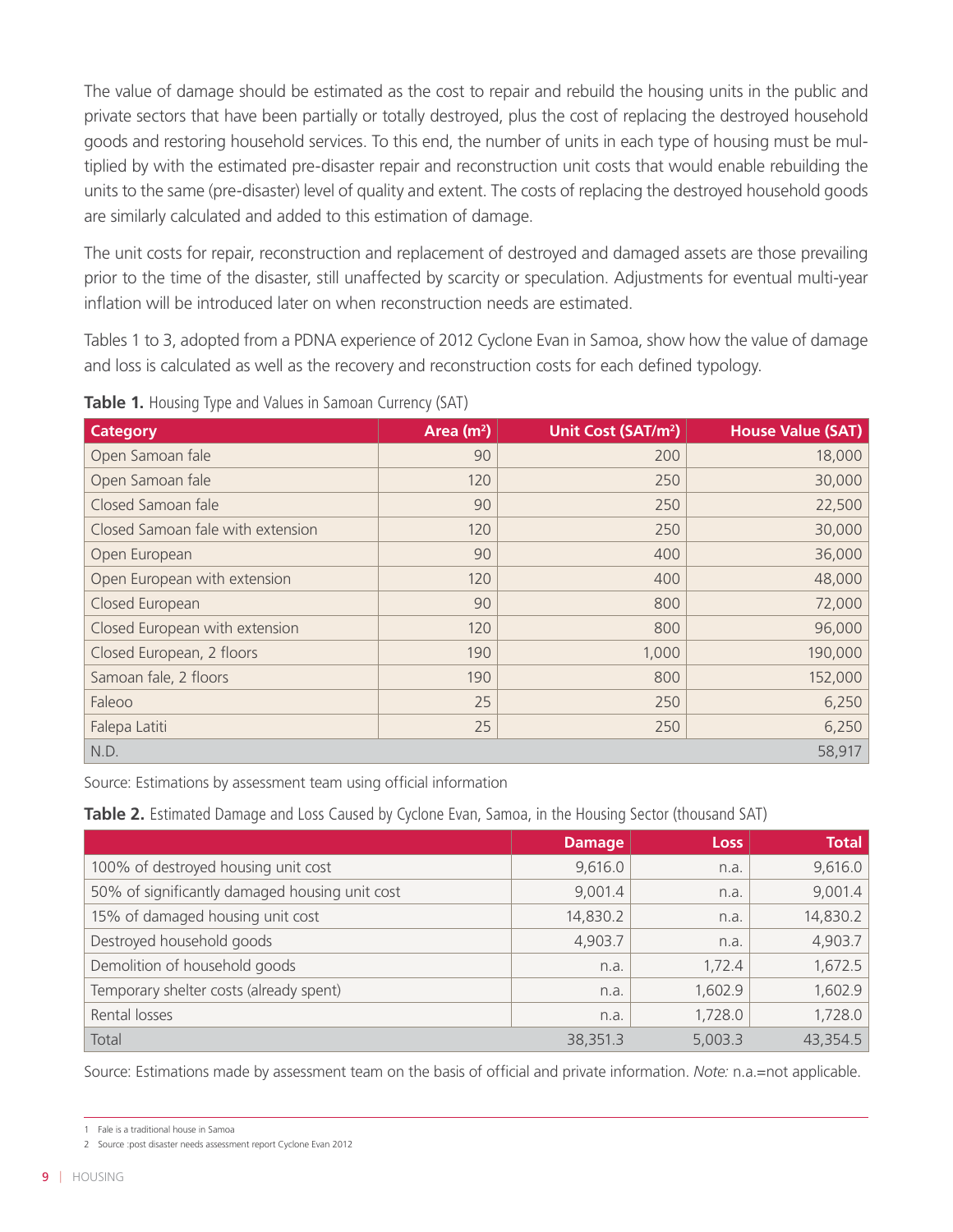The value of damage should be estimated as the cost to repair and rebuild the housing units in the public and private sectors that have been partially or totally destroyed, plus the cost of replacing the destroyed household goods and restoring household services. To this end, the number of units in each type of housing must be multiplied by with the estimated pre-disaster repair and reconstruction unit costs that would enable rebuilding the units to the same (pre-disaster) level of quality and extent. The costs of replacing the destroyed household goods are similarly calculated and added to this estimation of damage.

The unit costs for repair, reconstruction and replacement of destroyed and damaged assets are those prevailing prior to the time of the disaster, still unaffected by scarcity or speculation. Adjustments for eventual multi-year inflation will be introduced later on when reconstruction needs are estimated.

Tables 1 to 3, adopted from a PDNA experience of 2012 Cyclone Evan in Samoa, show how the value of damage and loss is calculated as well as the recovery and reconstruction costs for each defined typology.

**Table 1.** Housing Type and Values in Samoan Currency (SAT)

| Category | Area ($m^2$) | Unit Cost (SAT/$m^2$) | House Value (SAT) |
|---|---|---|---|
| Open Samoan fale | 90 | 200 | 18,000 |
| Open Samoan fale | 120 | 250 | 30,000 |
| Closed Samoan fale | 90 | 250 | 22,500 |
| Closed Samoan fale with extension | 120 | 250 | 30,000 |
| Open European | 90 | 400 | 36,000 |
| Open European with extension | 120 | 400 | 48,000 |
| Closed European | 90 | 800 | 72,000 |
| Closed European with extension | 120 | 800 | 96,000 |
| Closed European, 2 floors | 190 | 1,000 | 190,000 |
| Samoan fale, 2 floors | 190 | 800 | 152,000 |
| Faleoo | 25 | 250 | 6,250 |
| Falepa Latiti | 25 | 250 | 6,250 |
| N.D. | | | 58,917 |

Source: Estimations by assessment team using official information

**Table 2.** Estimated Damage and Loss Caused by Cyclone Evan, Samoa, in the Housing Sector (thousand SAT)

| | Damage | Loss | Total |
|---|---|---|---|
| 100% of destroyed housing unit cost | 9,616.0 | n.a. | 9,616.0 |
| 50% of significantly damaged housing unit cost | 9,001.4 | n.a. | 9,001.4 |
| 15% of damaged housing unit cost | 14,830.2 | n.a. | 14,830.2 |
| Destroyed household goods | 4,903.7 | n.a. | 4,903.7 |
| Demolition of household goods | n.a. | 1,72.4 | 1,672.5 |
| Temporary shelter costs (already spent) | n.a. | 1,602.9 | 1,602.9 |
| Rental losses | n.a. | 1,728.0 | 1,728.0 |
| Total | 38,351.3 | 5,003.3 | 43,354.5 |

Source: Estimations made by assessment team on the basis of official and private information. *Note:* n.a.=not applicable.

1 Fale is a traditional house in Samoa

2 Source :post disaster needs assessment report Cyclone Evan 2012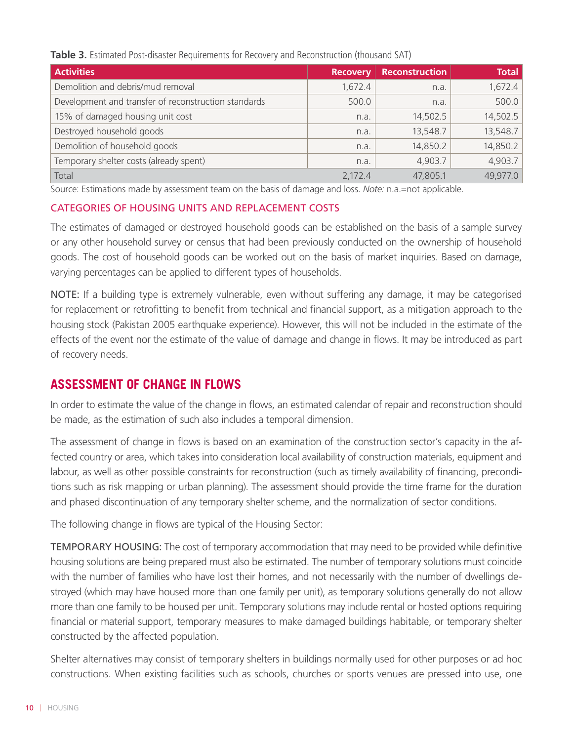**Table 3.** Estimated Post-disaster Requirements for Recovery and Reconstruction (thousand SAT)

| Activities | Recovery | Reconstruction | Total |
|---|---|---|---|
| Demolition and debris/mud removal | 1,672.4 | n.a. | 1,672.4 |
| Development and transfer of reconstruction standards | 500.0 | n.a. | 500.0 |
| 15% of damaged housing unit cost | n.a. | 14,502.5 | 14,502.5 |
| Destroyed household goods | n.a. | 13,548.7 | 13,548.7 |
| Demolition of household goods | n.a. | 14,850.2 | 14,850.2 |
| Temporary shelter costs (already spent) | n.a. | 4,903.7 | 4,903.7 |
| Total | 2,172.4 | 47,805.1 | 49,977.0 |

Source: Estimations made by assessment team on the basis of damage and loss. *Note:* n.a.=not applicable.

### CATEGORIES OF HOUSING UNITS AND REPLACEMENT COSTS

The estimates of damaged or destroyed household goods can be established on the basis of a sample survey or any other household survey or census that had been previously conducted on the ownership of household goods. The cost of household goods can be worked out on the basis of market inquiries. Based on damage, varying percentages can be applied to different types of households.

NOTE: If a building type is extremely vulnerable, even without suffering any damage, it may be categorised for replacement or retrofitting to benefit from technical and financial support, as a mitigation approach to the housing stock (Pakistan 2005 earthquake experience). However, this will not be included in the estimate of the effects of the event nor the estimate of the value of damage and change in flows. It may be introduced as part of recovery needs.

## ASSESSMENT OF CHANGE IN FLOWS

In order to estimate the value of the change in flows, an estimated calendar of repair and reconstruction should be made, as the estimation of such also includes a temporal dimension.

The assessment of change in flows is based on an examination of the construction sector's capacity in the affected country or area, which takes into consideration local availability of construction materials, equipment and labour, as well as other possible constraints for reconstruction (such as timely availability of financing, preconditions such as risk mapping or urban planning). The assessment should provide the time frame for the duration and phased discontinuation of any temporary shelter scheme, and the normalization of sector conditions.

The following change in flows are typical of the Housing Sector:

TEMPORARY HOUSING: The cost of temporary accommodation that may need to be provided while definitive housing solutions are being prepared must also be estimated. The number of temporary solutions must coincide with the number of families who have lost their homes, and not necessarily with the number of dwellings destroyed (which may have housed more than one family per unit), as temporary solutions generally do not allow more than one family to be housed per unit. Temporary solutions may include rental or hosted options requiring financial or material support, temporary measures to make damaged buildings habitable, or temporary shelter constructed by the affected population.

Shelter alternatives may consist of temporary shelters in buildings normally used for other purposes or ad hoc constructions. When existing facilities such as schools, churches or sports venues are pressed into use, one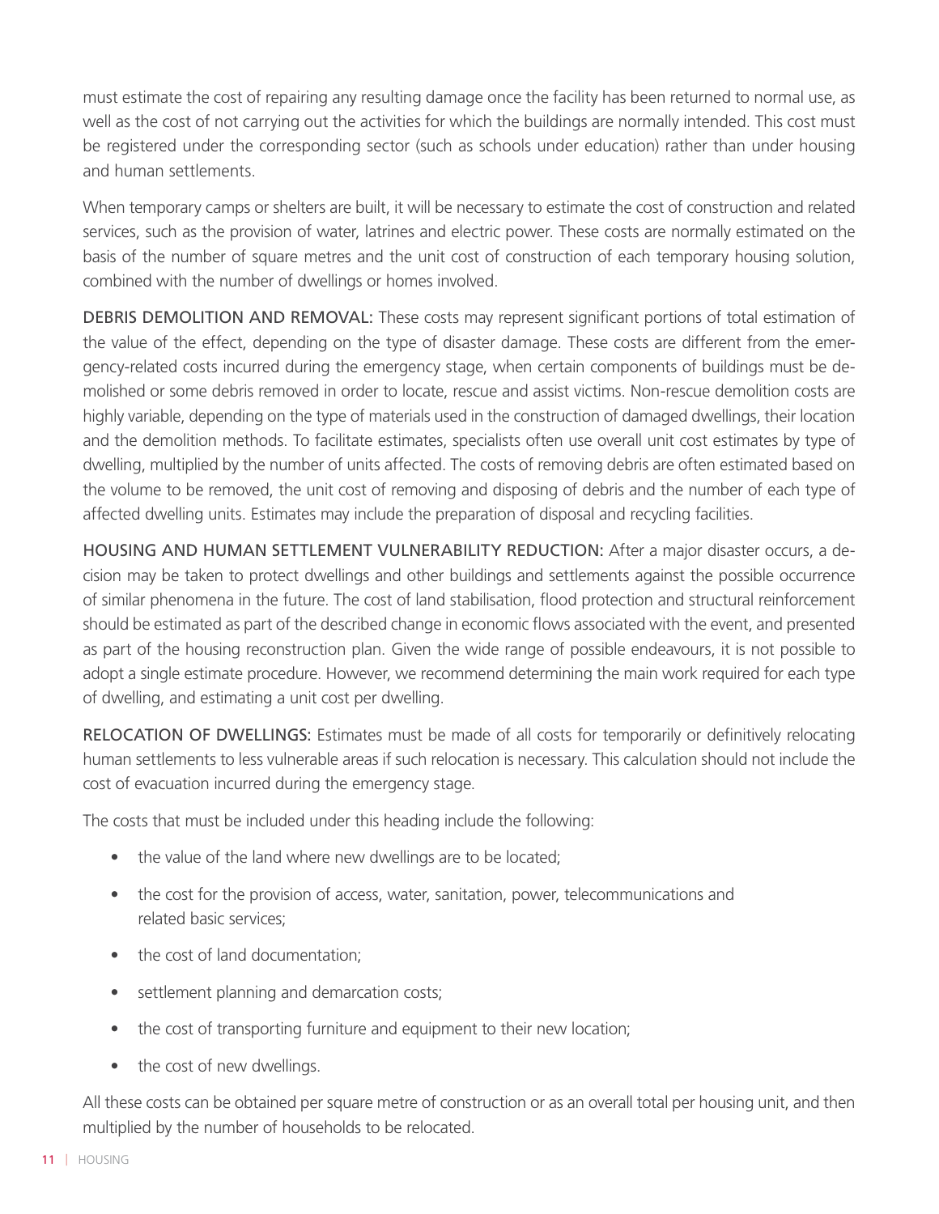must estimate the cost of repairing any resulting damage once the facility has been returned to normal use, as well as the cost of not carrying out the activities for which the buildings are normally intended. This cost must be registered under the corresponding sector (such as schools under education) rather than under housing and human settlements.

When temporary camps or shelters are built, it will be necessary to estimate the cost of construction and related services, such as the provision of water, latrines and electric power. These costs are normally estimated on the basis of the number of square metres and the unit cost of construction of each temporary housing solution, combined with the number of dwellings or homes involved.

DEBRIS DEMOLITION AND REMOVAL: These costs may represent significant portions of total estimation of the value of the effect, depending on the type of disaster damage. These costs are different from the emergency-related costs incurred during the emergency stage, when certain components of buildings must be demolished or some debris removed in order to locate, rescue and assist victims. Non-rescue demolition costs are highly variable, depending on the type of materials used in the construction of damaged dwellings, their location and the demolition methods. To facilitate estimates, specialists often use overall unit cost estimates by type of dwelling, multiplied by the number of units affected. The costs of removing debris are often estimated based on the volume to be removed, the unit cost of removing and disposing of debris and the number of each type of affected dwelling units. Estimates may include the preparation of disposal and recycling facilities.

HOUSING AND HUMAN SETTLEMENT VULNERABILITY REDUCTION: After a major disaster occurs, a decision may be taken to protect dwellings and other buildings and settlements against the possible occurrence of similar phenomena in the future. The cost of land stabilisation, flood protection and structural reinforcement should be estimated as part of the described change in economic flows associated with the event, and presented as part of the housing reconstruction plan. Given the wide range of possible endeavours, it is not possible to adopt a single estimate procedure. However, we recommend determining the main work required for each type of dwelling, and estimating a unit cost per dwelling.

RELOCATION OF DWELLINGS: Estimates must be made of all costs for temporarily or definitively relocating human settlements to less vulnerable areas if such relocation is necessary. This calculation should not include the cost of evacuation incurred during the emergency stage.

The costs that must be included under this heading include the following:

- the value of the land where new dwellings are to be located;
- the cost for the provision of access, water, sanitation, power, telecommunications and related basic services;
- the cost of land documentation;
- settlement planning and demarcation costs;
- the cost of transporting furniture and equipment to their new location;
- the cost of new dwellings.

All these costs can be obtained per square metre of construction or as an overall total per housing unit, and then multiplied by the number of households to be relocated.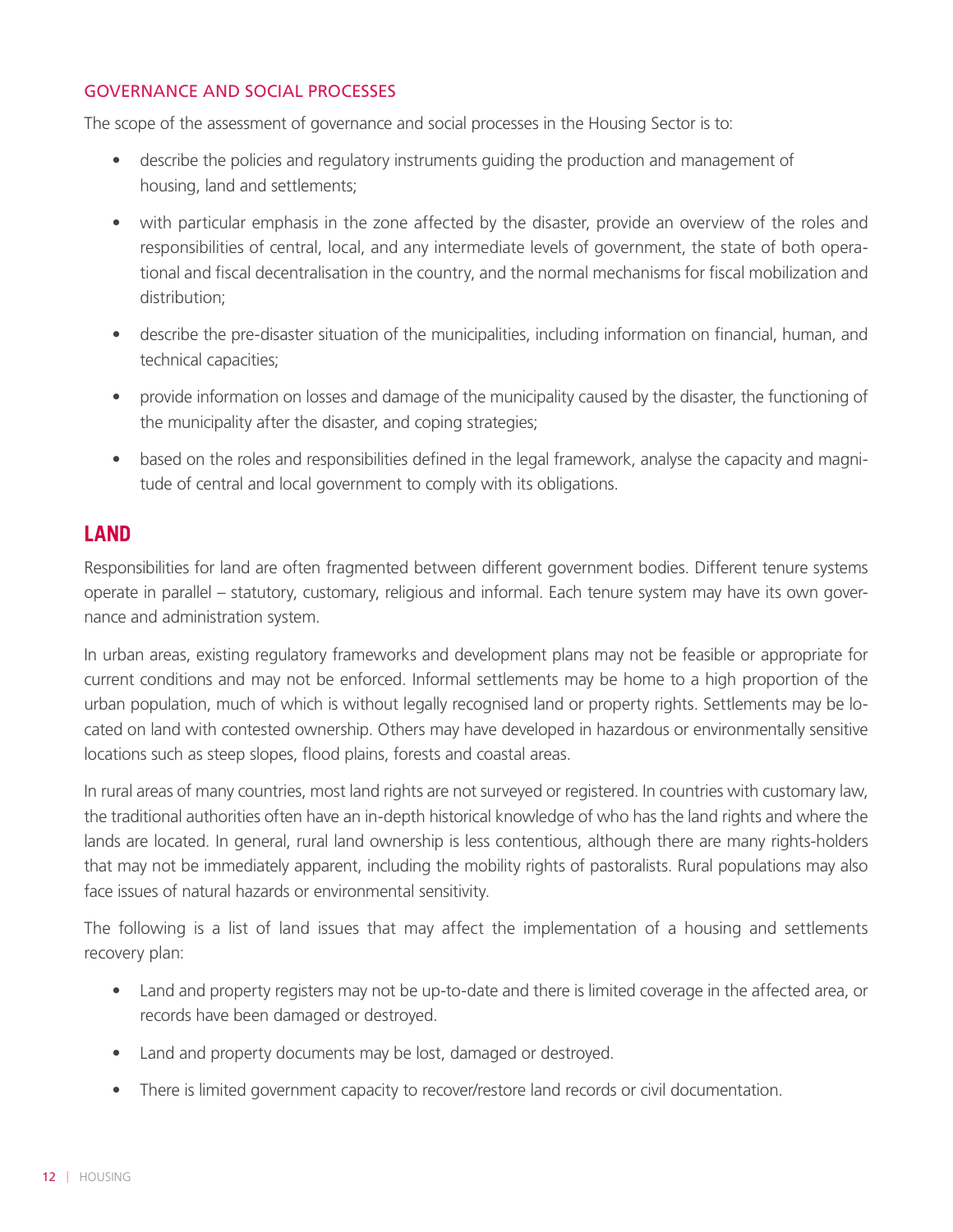### GOVERNANCE AND SOCIAL PROCESSES

The scope of the assessment of governance and social processes in the Housing Sector is to:

- describe the policies and regulatory instruments guiding the production and management of housing, land and settlements;
- with particular emphasis in the zone affected by the disaster, provide an overview of the roles and responsibilities of central, local, and any intermediate levels of government, the state of both operational and fiscal decentralisation in the country, and the normal mechanisms for fiscal mobilization and distribution;
- describe the pre-disaster situation of the municipalities, including information on financial, human, and technical capacities;
- provide information on losses and damage of the municipality caused by the disaster, the functioning of the municipality after the disaster, and coping strategies;
- based on the roles and responsibilities defined in the legal framework, analyse the capacity and magnitude of central and local government to comply with its obligations.

## LAND

Responsibilities for land are often fragmented between different government bodies. Different tenure systems operate in parallel – statutory, customary, religious and informal. Each tenure system may have its own governance and administration system.

In urban areas, existing regulatory frameworks and development plans may not be feasible or appropriate for current conditions and may not be enforced. Informal settlements may be home to a high proportion of the urban population, much of which is without legally recognised land or property rights. Settlements may be located on land with contested ownership. Others may have developed in hazardous or environmentally sensitive locations such as steep slopes, flood plains, forests and coastal areas.

In rural areas of many countries, most land rights are not surveyed or registered. In countries with customary law, the traditional authorities often have an in-depth historical knowledge of who has the land rights and where the lands are located. In general, rural land ownership is less contentious, although there are many rights-holders that may not be immediately apparent, including the mobility rights of pastoralists. Rural populations may also face issues of natural hazards or environmental sensitivity.

The following is a list of land issues that may affect the implementation of a housing and settlements recovery plan:

- Land and property registers may not be up-to-date and there is limited coverage in the affected area, or records have been damaged or destroyed.
- Land and property documents may be lost, damaged or destroyed.
- There is limited government capacity to recover/restore land records or civil documentation.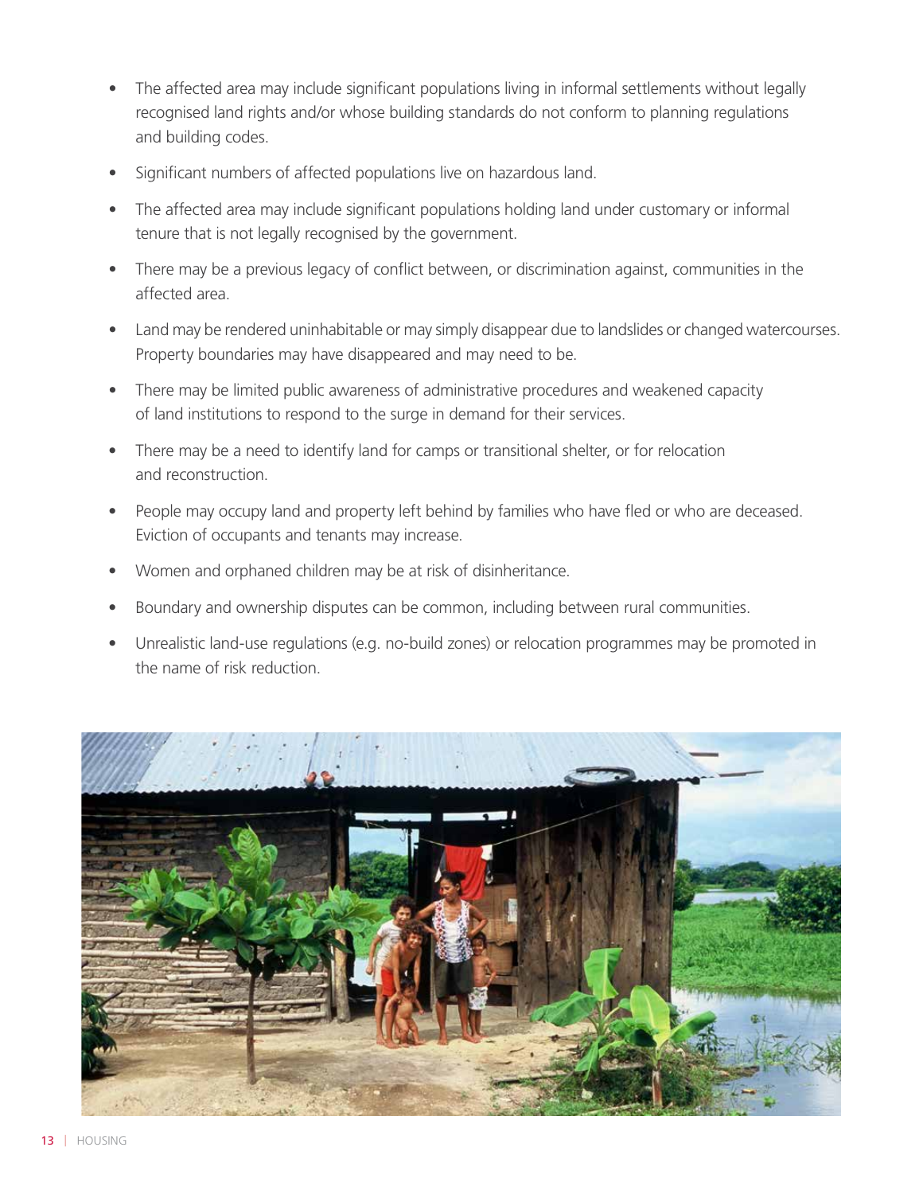- The affected area may include significant populations living in informal settlements without legally recognised land rights and/or whose building standards do not conform to planning regulations and building codes.
- Significant numbers of affected populations live on hazardous land.
- The affected area may include significant populations holding land under customary or informal tenure that is not legally recognised by the government.
- There may be a previous legacy of conflict between, or discrimination against, communities in the affected area.
- Land may be rendered uninhabitable or may simply disappear due to landslides or changed watercourses. Property boundaries may have disappeared and may need to be.
- There may be limited public awareness of administrative procedures and weakened capacity of land institutions to respond to the surge in demand for their services.
- There may be a need to identify land for camps or transitional shelter, or for relocation and reconstruction.
- People may occupy land and property left behind by families who have fled or who are deceased. Eviction of occupants and tenants may increase.
- Women and orphaned children may be at risk of disinheritance.
- Boundary and ownership disputes can be common, including between rural communities.
- Unrealistic land-use regulations (e.g. no-build zones) or relocation programmes may be promoted in the name of risk reduction.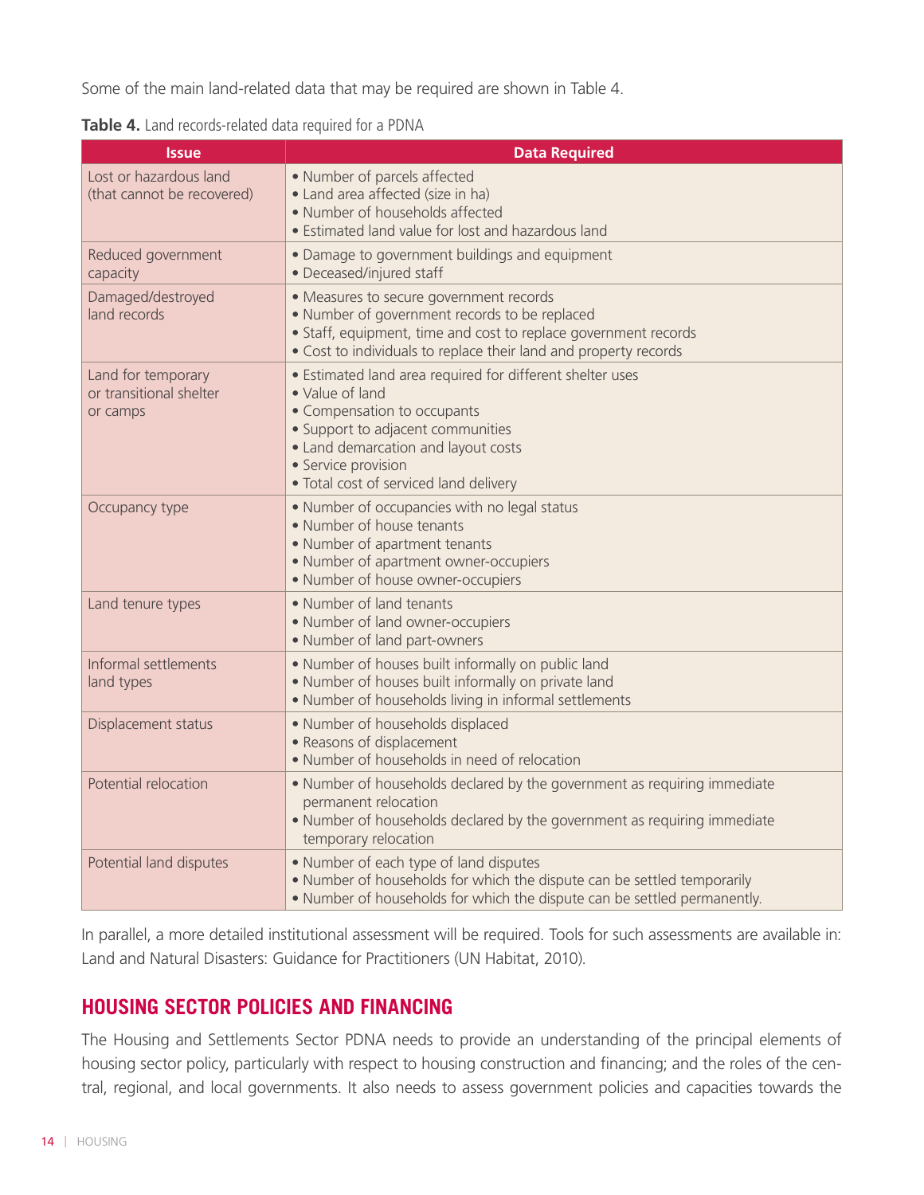Some of the main land-related data that may be required are shown in Table 4.

**Table 4.** Land records-related data required for a PDNA

| Issue | Data Required |
|---|---|
| Lost or hazardous land (that cannot be recovered) | • Number of parcels affected<br>• Land area affected (size in ha)<br>• Number of households affected<br>• Estimated land value for lost and hazardous land |
| Reduced government capacity | • Damage to government buildings and equipment<br>• Deceased/injured staff |
| Damaged/destroyed land records | • Measures to secure government records<br>• Number of government records to be replaced<br>• Staff, equipment, time and cost to replace government records<br>• Cost to individuals to replace their land and property records |
| Land for temporary or transitional shelter or camps | • Estimated land area required for different shelter uses<br>• Value of land<br>• Compensation to occupants<br>• Support to adjacent communities<br>• Land demarcation and layout costs<br>• Service provision<br>• Total cost of serviced land delivery |
| Occupancy type | • Number of occupancies with no legal status<br>• Number of house tenants<br>• Number of apartment tenants<br>• Number of apartment owner-occupiers<br>• Number of house owner-occupiers |
| Land tenure types | • Number of land tenants<br>• Number of land owner-occupiers<br>• Number of land part-owners |
| Informal settlements land types | • Number of houses built informally on public land<br>• Number of houses built informally on private land<br>• Number of households living in informal settlements |
| Displacement status | • Number of households displaced<br>• Reasons of displacement<br>• Number of households in need of relocation |
| Potential relocation | • Number of households declared by the government as requiring immediate permanent relocation<br>• Number of households declared by the government as requiring immediate temporary relocation |
| Potential land disputes | • Number of each type of land disputes<br>• Number of households for which the dispute can be settled temporarily<br>• Number of households for which the dispute can be settled permanently. |

In parallel, a more detailed institutional assessment will be required. Tools for such assessments are available in: Land and Natural Disasters: Guidance for Practitioners (UN Habitat, 2010).

## HOUSING SECTOR POLICIES AND FINANCING

The Housing and Settlements Sector PDNA needs to provide an understanding of the principal elements of housing sector policy, particularly with respect to housing construction and financing; and the roles of the central, regional, and local governments. It also needs to assess government policies and capacities towards the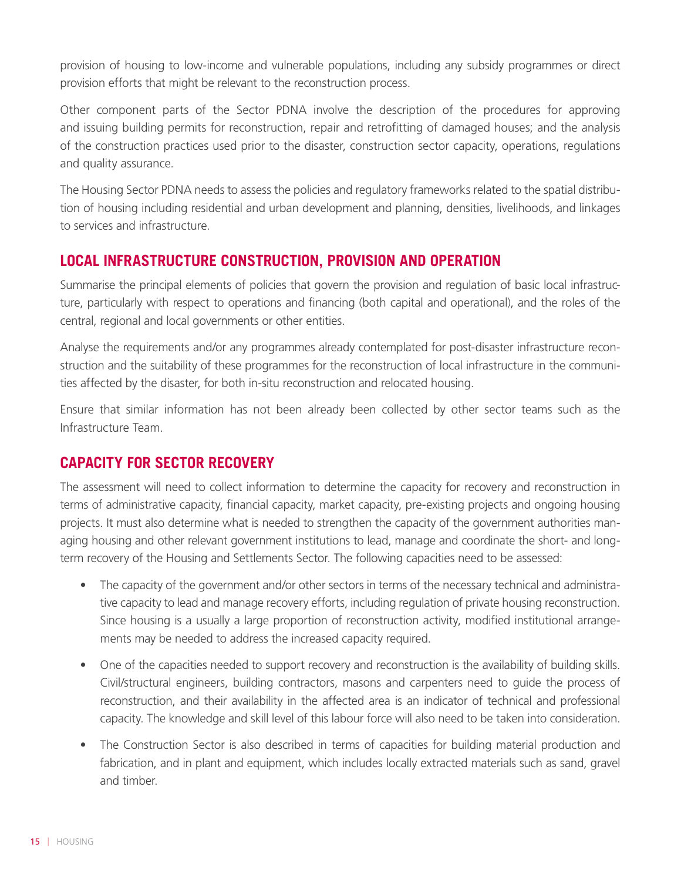provision of housing to low-income and vulnerable populations, including any subsidy programmes or direct provision efforts that might be relevant to the reconstruction process.

Other component parts of the Sector PDNA involve the description of the procedures for approving and issuing building permits for reconstruction, repair and retrofitting of damaged houses; and the analysis of the construction practices used prior to the disaster, construction sector capacity, operations, regulations and quality assurance.

The Housing Sector PDNA needs to assess the policies and regulatory frameworks related to the spatial distribution of housing including residential and urban development and planning, densities, livelihoods, and linkages to services and infrastructure.

## LOCAL INFRASTRUCTURE CONSTRUCTION, PROVISION AND OPERATION

Summarise the principal elements of policies that govern the provision and regulation of basic local infrastructure, particularly with respect to operations and financing (both capital and operational), and the roles of the central, regional and local governments or other entities.

Analyse the requirements and/or any programmes already contemplated for post-disaster infrastructure reconstruction and the suitability of these programmes for the reconstruction of local infrastructure in the communities affected by the disaster, for both in-situ reconstruction and relocated housing.

Ensure that similar information has not been already been collected by other sector teams such as the Infrastructure Team.

## CAPACITY FOR SECTOR RECOVERY

The assessment will need to collect information to determine the capacity for recovery and reconstruction in terms of administrative capacity, financial capacity, market capacity, pre-existing projects and ongoing housing projects. It must also determine what is needed to strengthen the capacity of the government authorities managing housing and other relevant government institutions to lead, manage and coordinate the short- and long-term recovery of the Housing and Settlements Sector. The following capacities need to be assessed:

- The capacity of the government and/or other sectors in terms of the necessary technical and administrative capacity to lead and manage recovery efforts, including regulation of private housing reconstruction. Since housing is a usually a large proportion of reconstruction activity, modified institutional arrangements may be needed to address the increased capacity required.
- One of the capacities needed to support recovery and reconstruction is the availability of building skills. Civil/structural engineers, building contractors, masons and carpenters need to guide the process of reconstruction, and their availability in the affected area is an indicator of technical and professional capacity. The knowledge and skill level of this labour force will also need to be taken into consideration.
- The Construction Sector is also described in terms of capacities for building material production and fabrication, and in plant and equipment, which includes locally extracted materials such as sand, gravel and timber.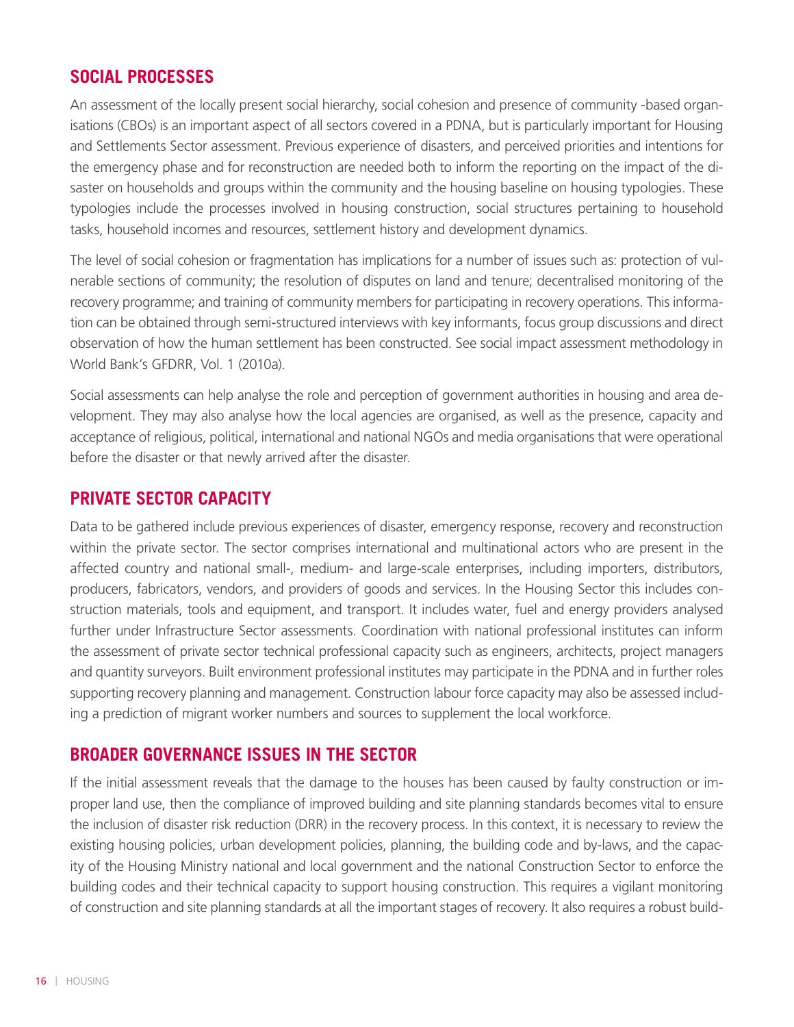## SOCIAL PROCESSES

An assessment of the locally present social hierarchy, social cohesion and presence of community -based organisations (CBOs) is an important aspect of all sectors covered in a PDNA, but is particularly important for Housing and Settlements Sector assessment. Previous experience of disasters, and perceived priorities and intentions for the emergency phase and for reconstruction are needed both to inform the reporting on the impact of the disaster on households and groups within the community and the housing baseline on housing typologies. These typologies include the processes involved in housing construction, social structures pertaining to household tasks, household incomes and resources, settlement history and development dynamics.

The level of social cohesion or fragmentation has implications for a number of issues such as: protection of vulnerable sections of community; the resolution of disputes on land and tenure; decentralised monitoring of the recovery programme; and training of community members for participating in recovery operations. This information can be obtained through semi-structured interviews with key informants, focus group discussions and direct observation of how the human settlement has been constructed. See social impact assessment methodology in World Bank's GFDRR, Vol. 1 (2010a).

Social assessments can help analyse the role and perception of government authorities in housing and area development. They may also analyse how the local agencies are organised, as well as the presence, capacity and acceptance of religious, political, international and national NGOs and media organisations that were operational before the disaster or that newly arrived after the disaster.

## PRIVATE SECTOR CAPACITY

Data to be gathered include previous experiences of disaster, emergency response, recovery and reconstruction within the private sector. The sector comprises international and multinational actors who are present in the affected country and national small-, medium- and large-scale enterprises, including importers, distributors, producers, fabricators, vendors, and providers of goods and services. In the Housing Sector this includes construction materials, tools and equipment, and transport. It includes water, fuel and energy providers analysed further under Infrastructure Sector assessments. Coordination with national professional institutes can inform the assessment of private sector technical professional capacity such as engineers, architects, project managers and quantity surveyors. Built environment professional institutes may participate in the PDNA and in further roles supporting recovery planning and management. Construction labour force capacity may also be assessed including a prediction of migrant worker numbers and sources to supplement the local workforce.

## BROADER GOVERNANCE ISSUES IN THE SECTOR

If the initial assessment reveals that the damage to the houses has been caused by faulty construction or improper land use, then the compliance of improved building and site planning standards becomes vital to ensure the inclusion of disaster risk reduction (DRR) in the recovery process. In this context, it is necessary to review the existing housing policies, urban development policies, planning, the building code and by-laws, and the capacity of the Housing Ministry national and local government and the national Construction Sector to enforce the building codes and their technical capacity to support housing construction. This requires a vigilant monitoring of construction and site planning standards at all the important stages of recovery. It also requires a robust build-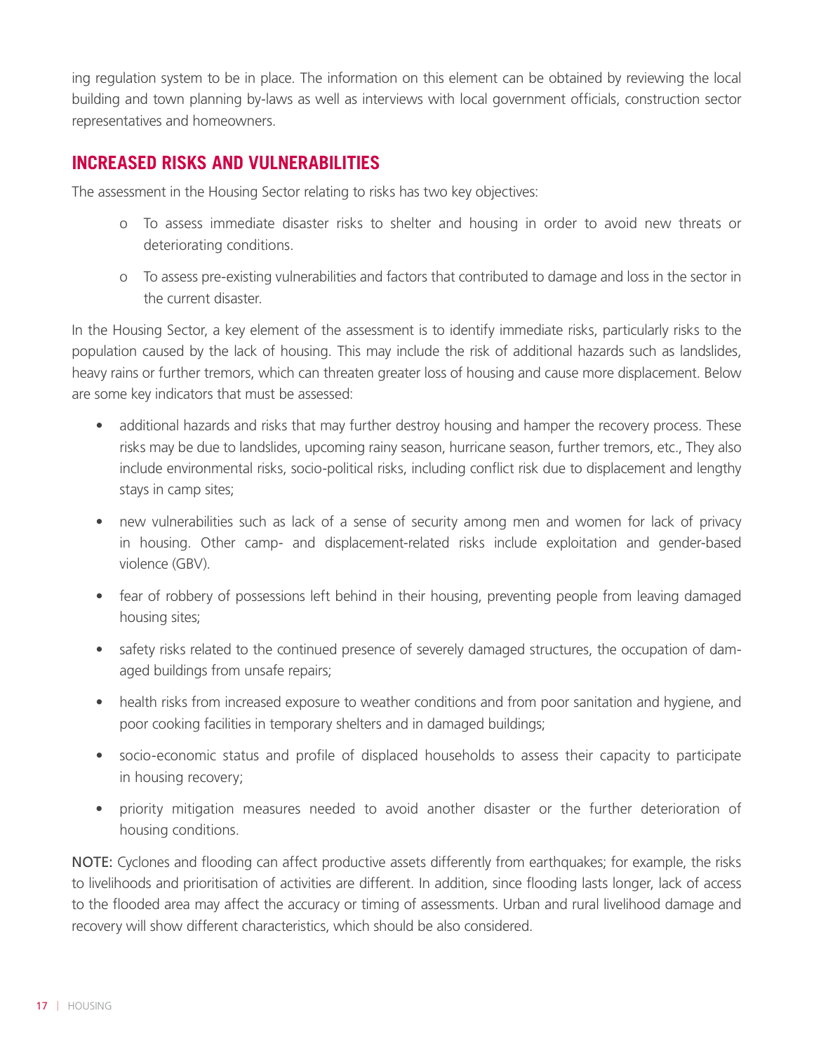ing regulation system to be in place. The information on this element can be obtained by reviewing the local building and town planning by-laws as well as interviews with local government officials, construction sector representatives and homeowners.

## INCREASED RISKS AND VULNERABILITIES

The assessment in the Housing Sector relating to risks has two key objectives:

- To assess immediate disaster risks to shelter and housing in order to avoid new threats or deteriorating conditions.
- To assess pre-existing vulnerabilities and factors that contributed to damage and loss in the sector in the current disaster.

In the Housing Sector, a key element of the assessment is to identify immediate risks, particularly risks to the population caused by the lack of housing. This may include the risk of additional hazards such as landslides, heavy rains or further tremors, which can threaten greater loss of housing and cause more displacement. Below are some key indicators that must be assessed:

- additional hazards and risks that may further destroy housing and hamper the recovery process. These risks may be due to landslides, upcoming rainy season, hurricane season, further tremors, etc., They also include environmental risks, socio-political risks, including conflict risk due to displacement and lengthy stays in camp sites;
- new vulnerabilities such as lack of a sense of security among men and women for lack of privacy in housing. Other camp- and displacement-related risks include exploitation and gender-based violence (GBV).
- fear of robbery of possessions left behind in their housing, preventing people from leaving damaged housing sites;
- safety risks related to the continued presence of severely damaged structures, the occupation of damaged buildings from unsafe repairs;
- health risks from increased exposure to weather conditions and from poor sanitation and hygiene, and poor cooking facilities in temporary shelters and in damaged buildings;
- socio-economic status and profile of displaced households to assess their capacity to participate in housing recovery;
- priority mitigation measures needed to avoid another disaster or the further deterioration of housing conditions.

NOTE: Cyclones and flooding can affect productive assets differently from earthquakes; for example, the risks to livelihoods and prioritisation of activities are different. In addition, since flooding lasts longer, lack of access to the flooded area may affect the accuracy or timing of assessments. Urban and rural livelihood damage and recovery will show different characteristics, which should be also considered.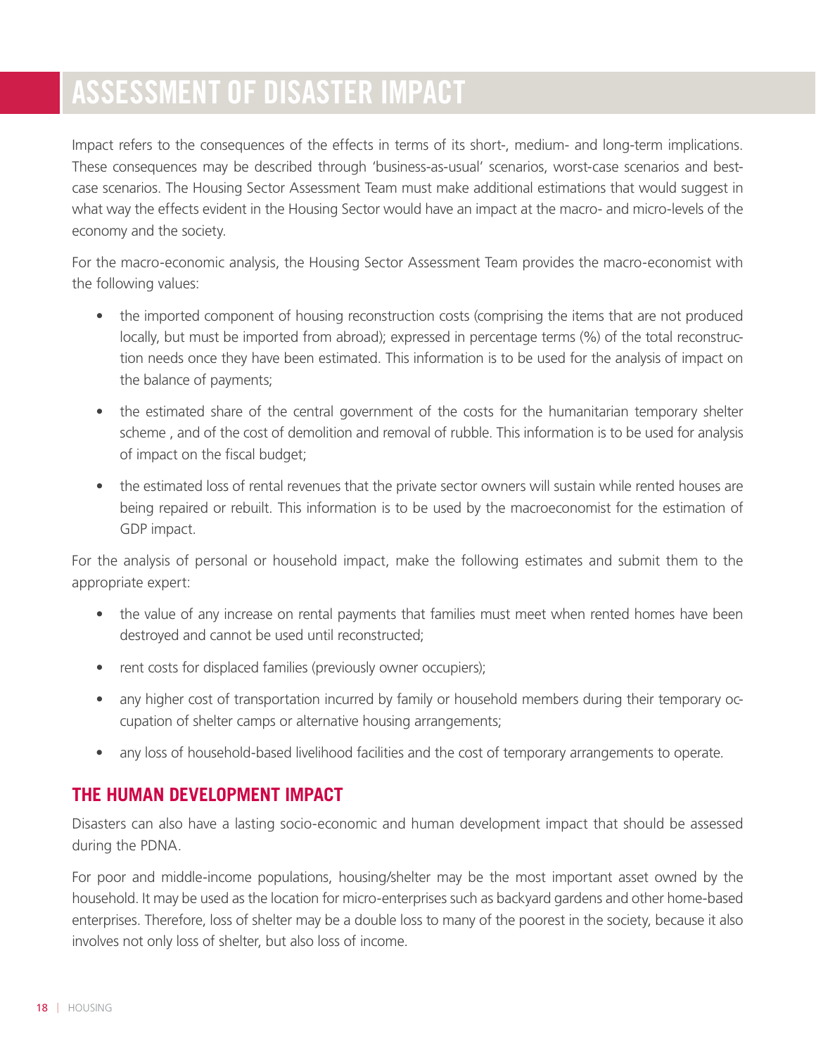# ASSESSMENT OF DISASTER IMPACT

Impact refers to the consequences of the effects in terms of its short-, medium- and long-term implications. These consequences may be described through 'business-as-usual' scenarios, worst-case scenarios and best-case scenarios. The Housing Sector Assessment Team must make additional estimations that would suggest in what way the effects evident in the Housing Sector would have an impact at the macro- and micro-levels of the economy and the society.

For the macro-economic analysis, the Housing Sector Assessment Team provides the macro-economist with the following values:

- the imported component of housing reconstruction costs (comprising the items that are not produced locally, but must be imported from abroad); expressed in percentage terms (%) of the total reconstruction needs once they have been estimated. This information is to be used for the analysis of impact on the balance of payments;
- the estimated share of the central government of the costs for the humanitarian temporary shelter scheme , and of the cost of demolition and removal of rubble. This information is to be used for analysis of impact on the fiscal budget;
- the estimated loss of rental revenues that the private sector owners will sustain while rented houses are being repaired or rebuilt. This information is to be used by the macroeconomist for the estimation of GDP impact.

For the analysis of personal or household impact, make the following estimates and submit them to the appropriate expert:

- the value of any increase on rental payments that families must meet when rented homes have been destroyed and cannot be used until reconstructed;
- rent costs for displaced families (previously owner occupiers);
- any higher cost of transportation incurred by family or household members during their temporary occupation of shelter camps or alternative housing arrangements;
- any loss of household-based livelihood facilities and the cost of temporary arrangements to operate.

## THE HUMAN DEVELOPMENT IMPACT

Disasters can also have a lasting socio-economic and human development impact that should be assessed during the PDNA.

For poor and middle-income populations, housing/shelter may be the most important asset owned by the household. It may be used as the location for micro-enterprises such as backyard gardens and other home-based enterprises. Therefore, loss of shelter may be a double loss to many of the poorest in the society, because it also involves not only loss of shelter, but also loss of income.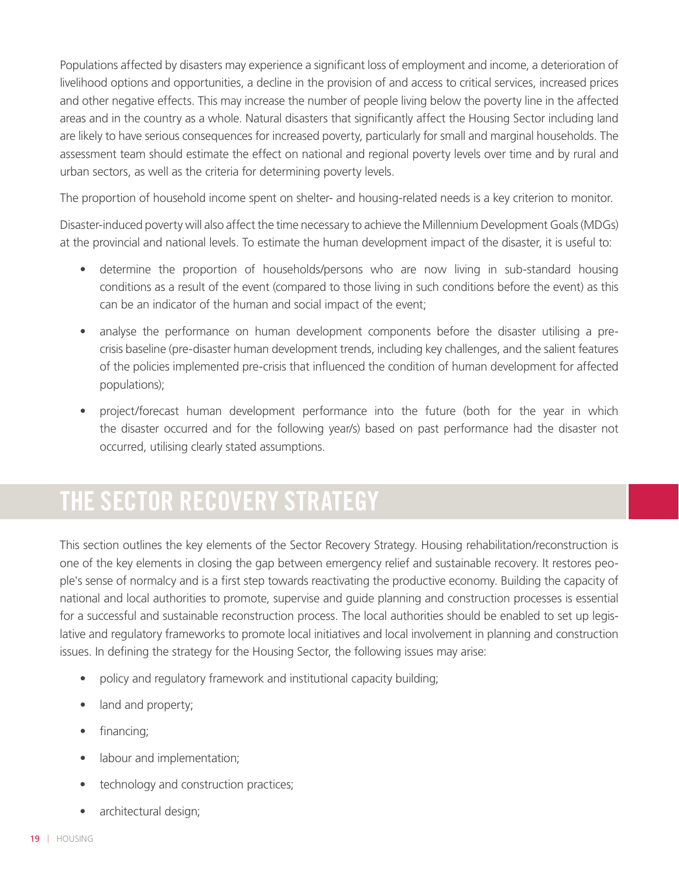Populations affected by disasters may experience a significant loss of employment and income, a deterioration of livelihood options and opportunities, a decline in the provision of and access to critical services, increased prices and other negative effects. This may increase the number of people living below the poverty line in the affected areas and in the country as a whole. Natural disasters that significantly affect the Housing Sector including land are likely to have serious consequences for increased poverty, particularly for small and marginal households. The assessment team should estimate the effect on national and regional poverty levels over time and by rural and urban sectors, as well as the criteria for determining poverty levels.

The proportion of household income spent on shelter- and housing-related needs is a key criterion to monitor.

Disaster-induced poverty will also affect the time necessary to achieve the Millennium Development Goals (MDGs) at the provincial and national levels. To estimate the human development impact of the disaster, it is useful to:

- determine the proportion of households/persons who are now living in sub-standard housing conditions as a result of the event (compared to those living in such conditions before the event) as this can be an indicator of the human and social impact of the event;
- analyse the performance on human development components before the disaster utilising a pre-crisis baseline (pre-disaster human development trends, including key challenges, and the salient features of the policies implemented pre-crisis that influenced the condition of human development for affected populations);
- project/forecast human development performance into the future (both for the year in which the disaster occurred and for the following year/s) based on past performance had the disaster not occurred, utilising clearly stated assumptions.

# THE SECTOR RECOVERY STRATEGY

This section outlines the key elements of the Sector Recovery Strategy. Housing rehabilitation/reconstruction is one of the key elements in closing the gap between emergency relief and sustainable recovery. It restores people's sense of normalcy and is a first step towards reactivating the productive economy. Building the capacity of national and local authorities to promote, supervise and guide planning and construction processes is essential for a successful and sustainable reconstruction process. The local authorities should be enabled to set up legislative and regulatory frameworks to promote local initiatives and local involvement in planning and construction issues. In defining the strategy for the Housing Sector, the following issues may arise:

- policy and regulatory framework and institutional capacity building;
- land and property;
- financing;
- labour and implementation;
- technology and construction practices;
- architectural design;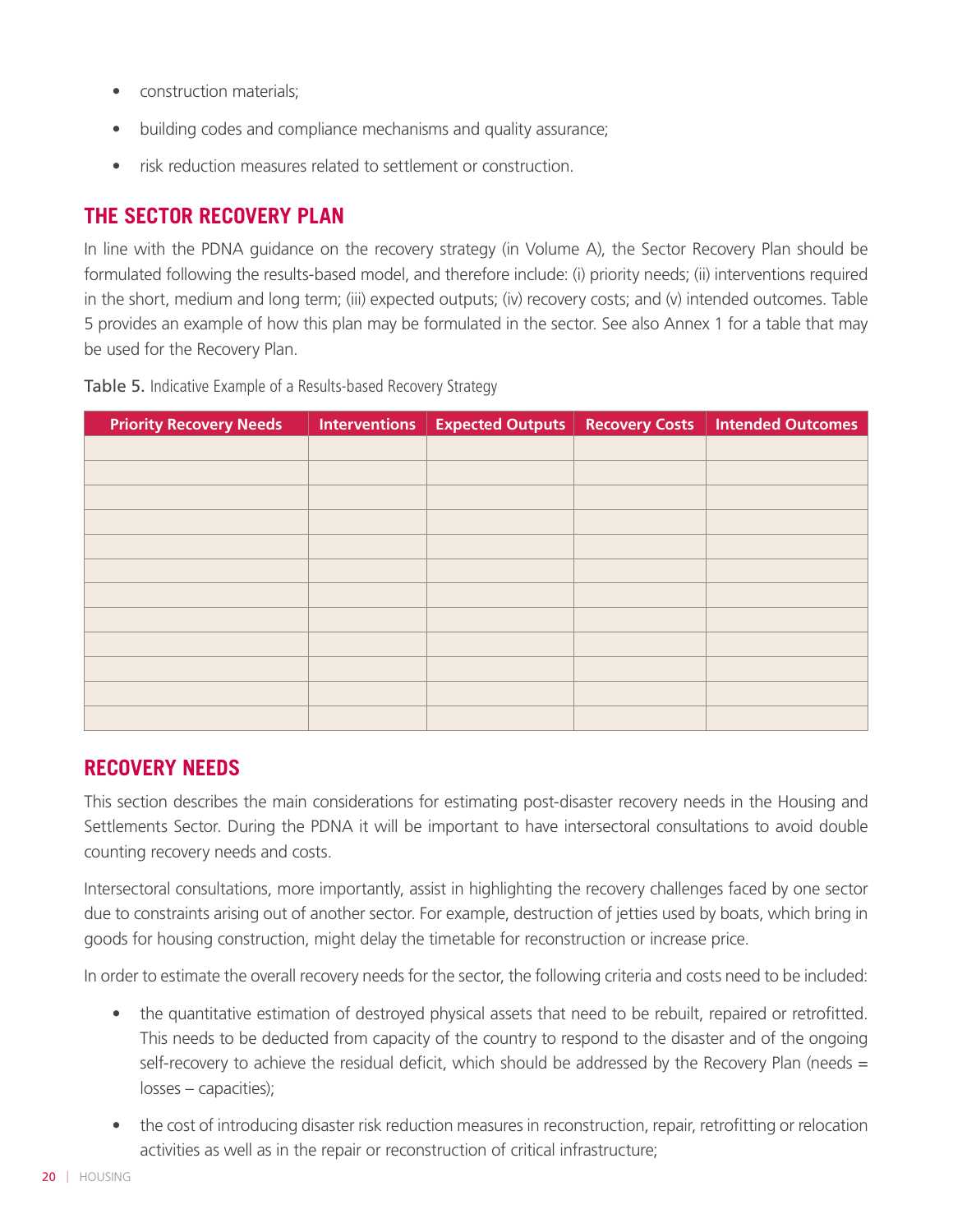- construction materials;
- building codes and compliance mechanisms and quality assurance;
- risk reduction measures related to settlement or construction.

## THE SECTOR RECOVERY PLAN

In line with the PDNA guidance on the recovery strategy (in Volume A), the Sector Recovery Plan should be formulated following the results-based model, and therefore include: (i) priority needs; (ii) interventions required in the short, medium and long term; (iii) expected outputs; (iv) recovery costs; and (v) intended outcomes. Table 5 provides an example of how this plan may be formulated in the sector. See also Annex 1 for a table that may be used for the Recovery Plan.

**Table 5.** Indicative Example of a Results-based Recovery Strategy

| Priority Recovery Needs | Interventions | Expected Outputs | Recovery Costs | Intended Outcomes |
|---|---|---|---|---|
| | | | | |
| | | | | |
| | | | | |
| | | | | |
| | | | | |
| | | | | |
| | | | | |
| | | | | |
| | | | | |
| | | | | |
| | | | | |
| | | | | |

## RECOVERY NEEDS

This section describes the main considerations for estimating post-disaster recovery needs in the Housing and Settlements Sector. During the PDNA it will be important to have intersectoral consultations to avoid double counting recovery needs and costs.

Intersectoral consultations, more importantly, assist in highlighting the recovery challenges faced by one sector due to constraints arising out of another sector. For example, destruction of jetties used by boats, which bring in goods for housing construction, might delay the timetable for reconstruction or increase price.

In order to estimate the overall recovery needs for the sector, the following criteria and costs need to be included:

- the quantitative estimation of destroyed physical assets that need to be rebuilt, repaired or retrofitted. This needs to be deducted from capacity of the country to respond to the disaster and of the ongoing self-recovery to achieve the residual deficit, which should be addressed by the Recovery Plan (needs = losses – capacities);
- the cost of introducing disaster risk reduction measures in reconstruction, repair, retrofitting or relocation activities as well as in the repair or reconstruction of critical infrastructure;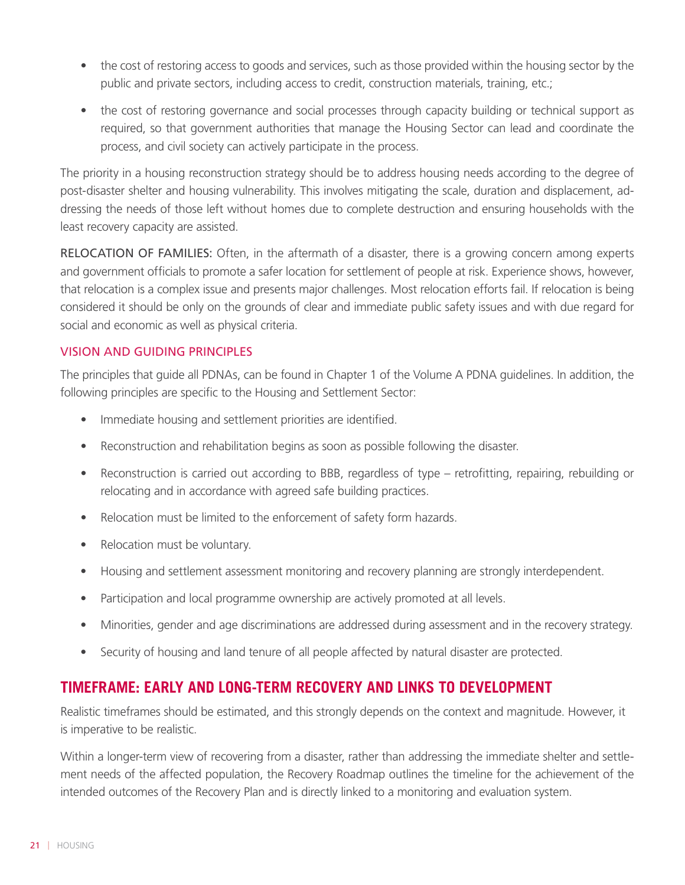- the cost of restoring access to goods and services, such as those provided within the housing sector by the public and private sectors, including access to credit, construction materials, training, etc.;
- the cost of restoring governance and social processes through capacity building or technical support as required, so that government authorities that manage the Housing Sector can lead and coordinate the process, and civil society can actively participate in the process.

The priority in a housing reconstruction strategy should be to address housing needs according to the degree of post-disaster shelter and housing vulnerability. This involves mitigating the scale, duration and displacement, addressing the needs of those left without homes due to complete destruction and ensuring households with the least recovery capacity are assisted.

RELOCATION OF FAMILIES: Often, in the aftermath of a disaster, there is a growing concern among experts and government officials to promote a safer location for settlement of people at risk. Experience shows, however, that relocation is a complex issue and presents major challenges. Most relocation efforts fail. If relocation is being considered it should be only on the grounds of clear and immediate public safety issues and with due regard for social and economic as well as physical criteria.

### VISION AND GUIDING PRINCIPLES

The principles that guide all PDNAs, can be found in Chapter 1 of the Volume A PDNA guidelines. In addition, the following principles are specific to the Housing and Settlement Sector:

- Immediate housing and settlement priorities are identified.
- Reconstruction and rehabilitation begins as soon as possible following the disaster.
- Reconstruction is carried out according to BBB, regardless of type – retrofitting, repairing, rebuilding or relocating and in accordance with agreed safe building practices.
- Relocation must be limited to the enforcement of safety form hazards.
- Relocation must be voluntary.
- Housing and settlement assessment monitoring and recovery planning are strongly interdependent.
- Participation and local programme ownership are actively promoted at all levels.
- Minorities, gender and age discriminations are addressed during assessment and in the recovery strategy.
- Security of housing and land tenure of all people affected by natural disaster are protected.

## TIMEFRAME: EARLY AND LONG-TERM RECOVERY AND LINKS TO DEVELOPMENT

Realistic timeframes should be estimated, and this strongly depends on the context and magnitude. However, it is imperative to be realistic.

Within a longer-term view of recovering from a disaster, rather than addressing the immediate shelter and settlement needs of the affected population, the Recovery Roadmap outlines the timeline for the achievement of the intended outcomes of the Recovery Plan and is directly linked to a monitoring and evaluation system.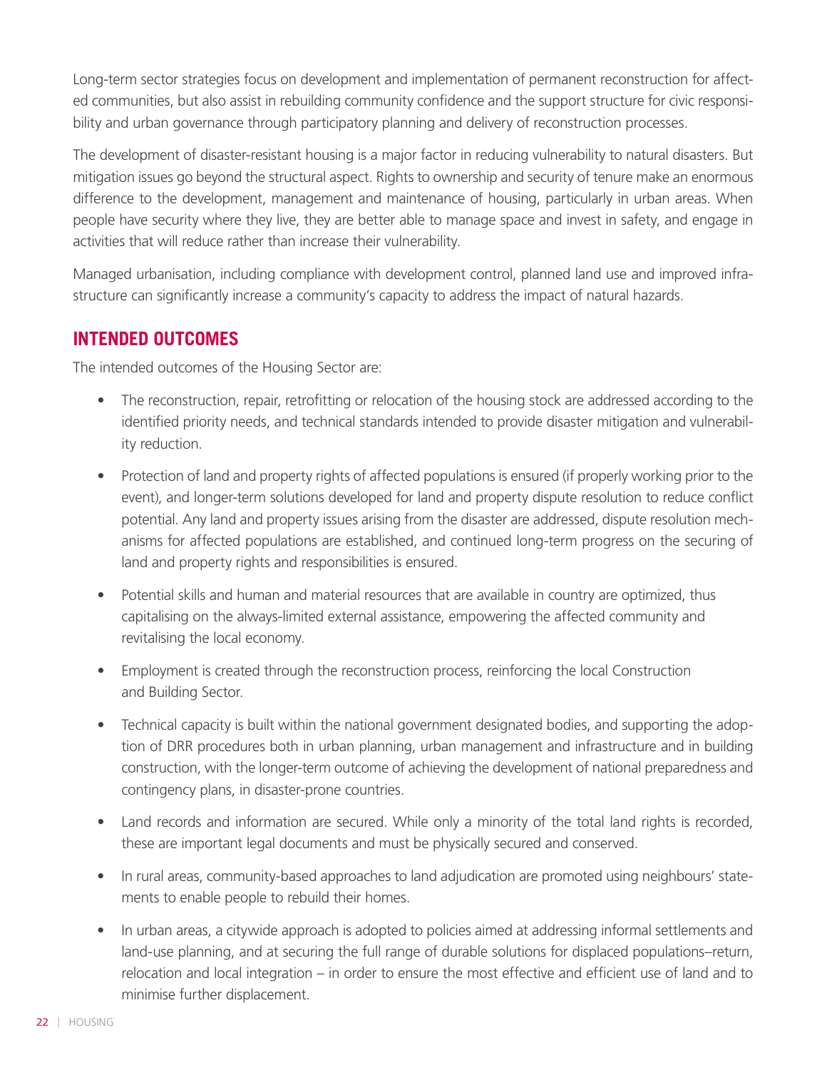Long-term sector strategies focus on development and implementation of permanent reconstruction for affected communities, but also assist in rebuilding community confidence and the support structure for civic responsibility and urban governance through participatory planning and delivery of reconstruction processes.

The development of disaster-resistant housing is a major factor in reducing vulnerability to natural disasters. But mitigation issues go beyond the structural aspect. Rights to ownership and security of tenure make an enormous difference to the development, management and maintenance of housing, particularly in urban areas. When people have security where they live, they are better able to manage space and invest in safety, and engage in activities that will reduce rather than increase their vulnerability.

Managed urbanisation, including compliance with development control, planned land use and improved infrastructure can significantly increase a community's capacity to address the impact of natural hazards.

## INTENDED OUTCOMES

The intended outcomes of the Housing Sector are:

- The reconstruction, repair, retrofitting or relocation of the housing stock are addressed according to the identified priority needs, and technical standards intended to provide disaster mitigation and vulnerability reduction.
- Protection of land and property rights of affected populations is ensured (if properly working prior to the event), and longer-term solutions developed for land and property dispute resolution to reduce conflict potential. Any land and property issues arising from the disaster are addressed, dispute resolution mechanisms for affected populations are established, and continued long-term progress on the securing of land and property rights and responsibilities is ensured.
- Potential skills and human and material resources that are available in country are optimized, thus capitalising on the always-limited external assistance, empowering the affected community and revitalising the local economy.
- Employment is created through the reconstruction process, reinforcing the local Construction and Building Sector.
- Technical capacity is built within the national government designated bodies, and supporting the adoption of DRR procedures both in urban planning, urban management and infrastructure and in building construction, with the longer-term outcome of achieving the development of national preparedness and contingency plans, in disaster-prone countries.
- Land records and information are secured. While only a minority of the total land rights is recorded, these are important legal documents and must be physically secured and conserved.
- In rural areas, community-based approaches to land adjudication are promoted using neighbours' statements to enable people to rebuild their homes.
- In urban areas, a citywide approach is adopted to policies aimed at addressing informal settlements and land-use planning, and at securing the full range of durable solutions for displaced populations–return, relocation and local integration – in order to ensure the most effective and efficient use of land and to minimise further displacement.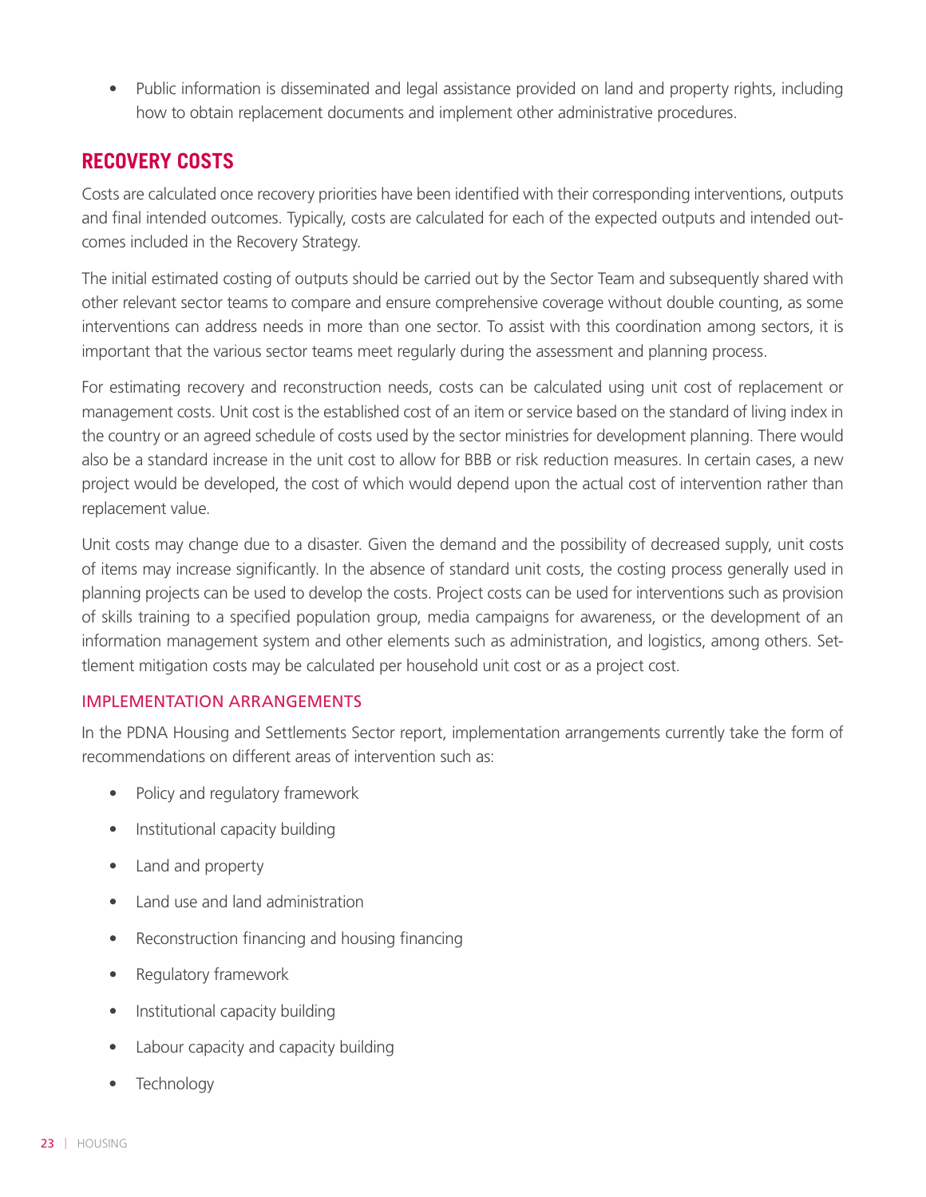- Public information is disseminated and legal assistance provided on land and property rights, including how to obtain replacement documents and implement other administrative procedures.

## RECOVERY COSTS

Costs are calculated once recovery priorities have been identified with their corresponding interventions, outputs and final intended outcomes. Typically, costs are calculated for each of the expected outputs and intended outcomes included in the Recovery Strategy.

The initial estimated costing of outputs should be carried out by the Sector Team and subsequently shared with other relevant sector teams to compare and ensure comprehensive coverage without double counting, as some interventions can address needs in more than one sector. To assist with this coordination among sectors, it is important that the various sector teams meet regularly during the assessment and planning process.

For estimating recovery and reconstruction needs, costs can be calculated using unit cost of replacement or management costs. Unit cost is the established cost of an item or service based on the standard of living index in the country or an agreed schedule of costs used by the sector ministries for development planning. There would also be a standard increase in the unit cost to allow for BBB or risk reduction measures. In certain cases, a new project would be developed, the cost of which would depend upon the actual cost of intervention rather than replacement value.

Unit costs may change due to a disaster. Given the demand and the possibility of decreased supply, unit costs of items may increase significantly. In the absence of standard unit costs, the costing process generally used in planning projects can be used to develop the costs. Project costs can be used for interventions such as provision of skills training to a specified population group, media campaigns for awareness, or the development of an information management system and other elements such as administration, and logistics, among others. Settlement mitigation costs may be calculated per household unit cost or as a project cost.

### IMPLEMENTATION ARRANGEMENTS

In the PDNA Housing and Settlements Sector report, implementation arrangements currently take the form of recommendations on different areas of intervention such as:

- Policy and regulatory framework
- Institutional capacity building
- Land and property
- Land use and land administration
- Reconstruction financing and housing financing
- Regulatory framework
- Institutional capacity building
- Labour capacity and capacity building
- Technology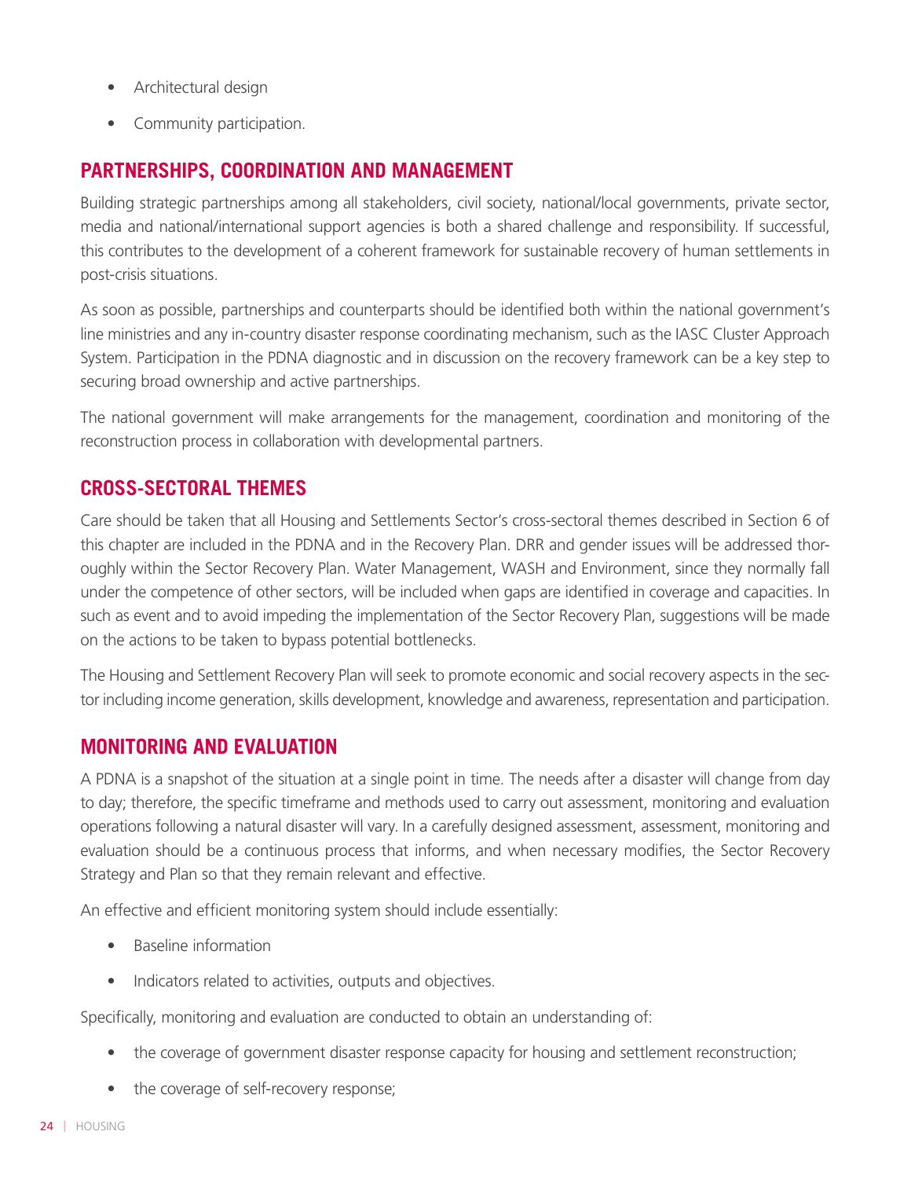- Architectural design
- Community participation.

## PARTNERSHIPS, COORDINATION AND MANAGEMENT

Building strategic partnerships among all stakeholders, civil society, national/local governments, private sector, media and national/international support agencies is both a shared challenge and responsibility. If successful, this contributes to the development of a coherent framework for sustainable recovery of human settlements in post-crisis situations.

As soon as possible, partnerships and counterparts should be identified both within the national government's line ministries and any in-country disaster response coordinating mechanism, such as the IASC Cluster Approach System. Participation in the PDNA diagnostic and in discussion on the recovery framework can be a key step to securing broad ownership and active partnerships.

The national government will make arrangements for the management, coordination and monitoring of the reconstruction process in collaboration with developmental partners.

## CROSS-SECTORAL THEMES

Care should be taken that all Housing and Settlements Sector's cross-sectoral themes described in Section 6 of this chapter are included in the PDNA and in the Recovery Plan. DRR and gender issues will be addressed thoroughly within the Sector Recovery Plan. Water Management, WASH and Environment, since they normally fall under the competence of other sectors, will be included when gaps are identified in coverage and capacities. In such as event and to avoid impeding the implementation of the Sector Recovery Plan, suggestions will be made on the actions to be taken to bypass potential bottlenecks.

The Housing and Settlement Recovery Plan will seek to promote economic and social recovery aspects in the sector including income generation, skills development, knowledge and awareness, representation and participation.

## MONITORING AND EVALUATION

A PDNA is a snapshot of the situation at a single point in time. The needs after a disaster will change from day to day; therefore, the specific timeframe and methods used to carry out assessment, monitoring and evaluation operations following a natural disaster will vary. In a carefully designed assessment, assessment, monitoring and evaluation should be a continuous process that informs, and when necessary modifies, the Sector Recovery Strategy and Plan so that they remain relevant and effective.

An effective and efficient monitoring system should include essentially:

- Baseline information
- Indicators related to activities, outputs and objectives.

Specifically, monitoring and evaluation are conducted to obtain an understanding of:

- the coverage of government disaster response capacity for housing and settlement reconstruction;
- the coverage of self-recovery response;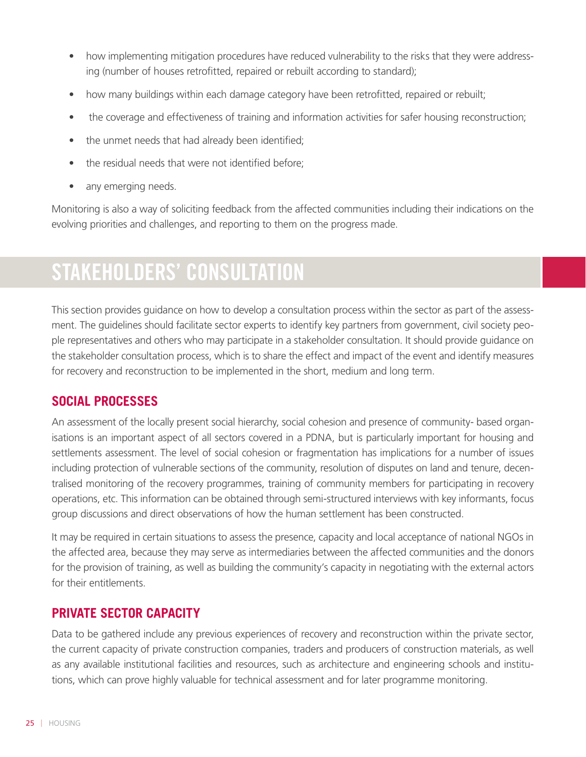- how implementing mitigation procedures have reduced vulnerability to the risks that they were addressing (number of houses retrofitted, repaired or rebuilt according to standard);
- how many buildings within each damage category have been retrofitted, repaired or rebuilt;
- the coverage and effectiveness of training and information activities for safer housing reconstruction;
- the unmet needs that had already been identified;
- the residual needs that were not identified before;
- any emerging needs.

Monitoring is also a way of soliciting feedback from the affected communities including their indications on the evolving priorities and challenges, and reporting to them on the progress made.

# STAKEHOLDERS' CONSULTATION

This section provides guidance on how to develop a consultation process within the sector as part of the assessment. The guidelines should facilitate sector experts to identify key partners from government, civil society people representatives and others who may participate in a stakeholder consultation. It should provide guidance on the stakeholder consultation process, which is to share the effect and impact of the event and identify measures for recovery and reconstruction to be implemented in the short, medium and long term.

## SOCIAL PROCESSES

An assessment of the locally present social hierarchy, social cohesion and presence of community- based organisations is an important aspect of all sectors covered in a PDNA, but is particularly important for housing and settlements assessment. The level of social cohesion or fragmentation has implications for a number of issues including protection of vulnerable sections of the community, resolution of disputes on land and tenure, decentralised monitoring of the recovery programmes, training of community members for participating in recovery operations, etc. This information can be obtained through semi-structured interviews with key informants, focus group discussions and direct observations of how the human settlement has been constructed.

It may be required in certain situations to assess the presence, capacity and local acceptance of national NGOs in the affected area, because they may serve as intermediaries between the affected communities and the donors for the provision of training, as well as building the community's capacity in negotiating with the external actors for their entitlements.

## PRIVATE SECTOR CAPACITY

Data to be gathered include any previous experiences of recovery and reconstruction within the private sector, the current capacity of private construction companies, traders and producers of construction materials, as well as any available institutional facilities and resources, such as architecture and engineering schools and institutions, which can prove highly valuable for technical assessment and for later programme monitoring.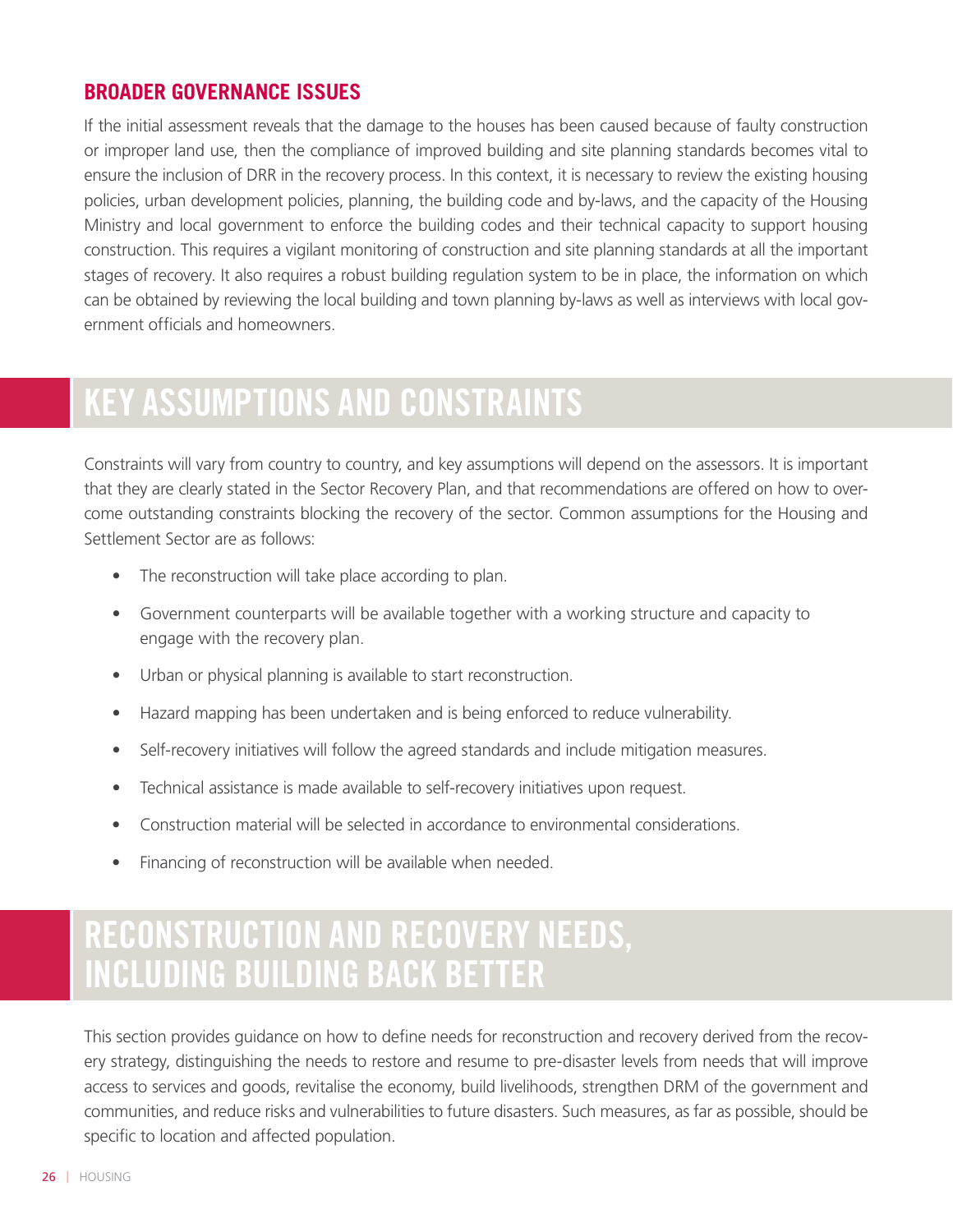### BROADER GOVERNANCE ISSUES

If the initial assessment reveals that the damage to the houses has been caused because of faulty construction or improper land use, then the compliance of improved building and site planning standards becomes vital to ensure the inclusion of DRR in the recovery process. In this context, it is necessary to review the existing housing policies, urban development policies, planning, the building code and by-laws, and the capacity of the Housing Ministry and local government to enforce the building codes and their technical capacity to support housing construction. This requires a vigilant monitoring of construction and site planning standards at all the important stages of recovery. It also requires a robust building regulation system to be in place, the information on which can be obtained by reviewing the local building and town planning by-laws as well as interviews with local government officials and homeowners.

## KEY ASSUMPTIONS AND CONSTRAINTS

Constraints will vary from country to country, and key assumptions will depend on the assessors. It is important that they are clearly stated in the Sector Recovery Plan, and that recommendations are offered on how to overcome outstanding constraints blocking the recovery of the sector. Common assumptions for the Housing and Settlement Sector are as follows:

- The reconstruction will take place according to plan.
- Government counterparts will be available together with a working structure and capacity to engage with the recovery plan.
- Urban or physical planning is available to start reconstruction.
- Hazard mapping has been undertaken and is being enforced to reduce vulnerability.
- Self-recovery initiatives will follow the agreed standards and include mitigation measures.
- Technical assistance is made available to self-recovery initiatives upon request.
- Construction material will be selected in accordance to environmental considerations.
- Financing of reconstruction will be available when needed.

## RECONSTRUCTION AND RECOVERY NEEDS, INCLUDING BUILDING BACK BETTER

This section provides guidance on how to define needs for reconstruction and recovery derived from the recovery strategy, distinguishing the needs to restore and resume to pre-disaster levels from needs that will improve access to services and goods, revitalise the economy, build livelihoods, strengthen DRM of the government and communities, and reduce risks and vulnerabilities to future disasters. Such measures, as far as possible, should be specific to location and affected population.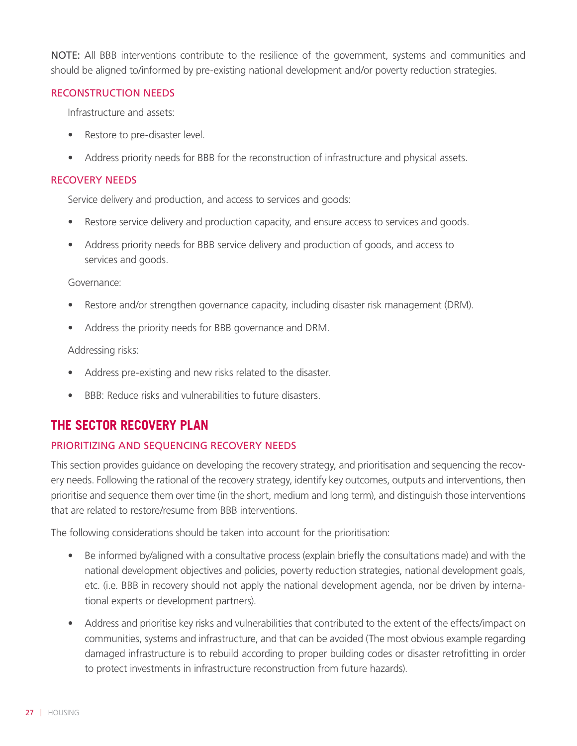**NOTE:** All BBB interventions contribute to the resilience of the government, systems and communities and should be aligned to/informed by pre-existing national development and/or poverty reduction strategies.

### RECONSTRUCTION NEEDS

Infrastructure and assets:

- Restore to pre-disaster level.
- Address priority needs for BBB for the reconstruction of infrastructure and physical assets.

### RECOVERY NEEDS

Service delivery and production, and access to services and goods:

- Restore service delivery and production capacity, and ensure access to services and goods.
- Address priority needs for BBB service delivery and production of goods, and access to services and goods.

Governance:

- Restore and/or strengthen governance capacity, including disaster risk management (DRM).
- Address the priority needs for BBB governance and DRM.

Addressing risks:

- Address pre-existing and new risks related to the disaster.
- BBB: Reduce risks and vulnerabilities to future disasters.

## THE SECTOR RECOVERY PLAN

### PRIORITIZING AND SEQUENCING RECOVERY NEEDS

This section provides guidance on developing the recovery strategy, and prioritisation and sequencing the recovery needs. Following the rational of the recovery strategy, identify key outcomes, outputs and interventions, then prioritise and sequence them over time (in the short, medium and long term), and distinguish those interventions that are related to restore/resume from BBB interventions.

The following considerations should be taken into account for the prioritisation:

- Be informed by/aligned with a consultative process (explain briefly the consultations made) and with the national development objectives and policies, poverty reduction strategies, national development goals, etc. (i.e. BBB in recovery should not apply the national development agenda, nor be driven by international experts or development partners).
- Address and prioritise key risks and vulnerabilities that contributed to the extent of the effects/impact on communities, systems and infrastructure, and that can be avoided (The most obvious example regarding damaged infrastructure is to rebuild according to proper building codes or disaster retrofitting in order to protect investments in infrastructure reconstruction from future hazards).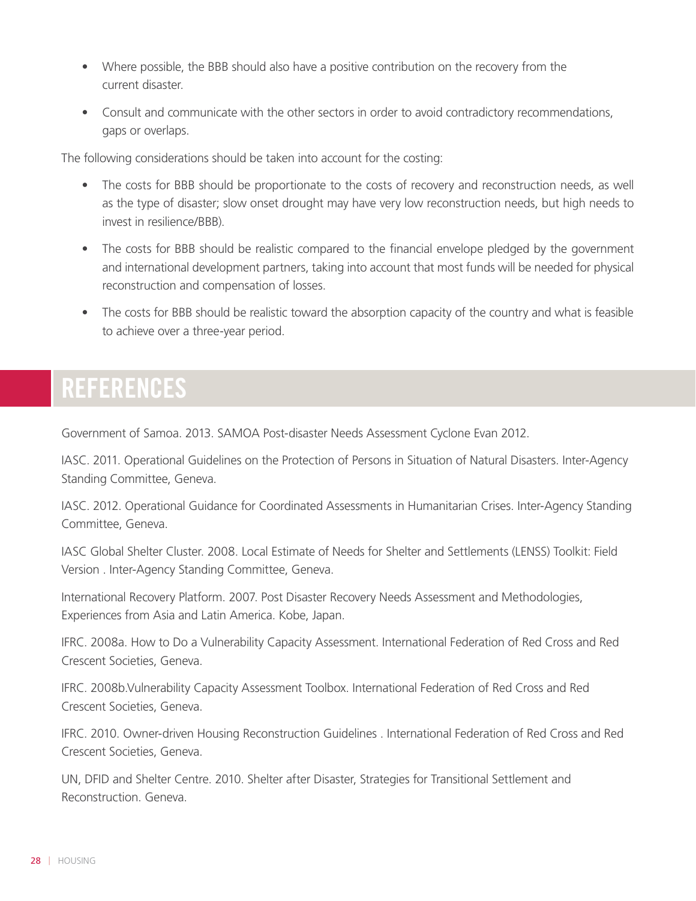- Where possible, the BBB should also have a positive contribution on the recovery from the current disaster.
- Consult and communicate with the other sectors in order to avoid contradictory recommendations, gaps or overlaps.

The following considerations should be taken into account for the costing:

- The costs for BBB should be proportionate to the costs of recovery and reconstruction needs, as well as the type of disaster; slow onset drought may have very low reconstruction needs, but high needs to invest in resilience/BBB).
- The costs for BBB should be realistic compared to the financial envelope pledged by the government and international development partners, taking into account that most funds will be needed for physical reconstruction and compensation of losses.
- The costs for BBB should be realistic toward the absorption capacity of the country and what is feasible to achieve over a three-year period.

# REFERENCES

Government of Samoa. 2013. SAMOA Post-disaster Needs Assessment Cyclone Evan 2012.

IASC. 2011. Operational Guidelines on the Protection of Persons in Situation of Natural Disasters. Inter-Agency Standing Committee, Geneva.

IASC. 2012. Operational Guidance for Coordinated Assessments in Humanitarian Crises. Inter-Agency Standing Committee, Geneva.

IASC Global Shelter Cluster. 2008. Local Estimate of Needs for Shelter and Settlements (LENSS) Toolkit: Field Version . Inter-Agency Standing Committee, Geneva.

International Recovery Platform. 2007. Post Disaster Recovery Needs Assessment and Methodologies, Experiences from Asia and Latin America. Kobe, Japan.

IFRC. 2008a. How to Do a Vulnerability Capacity Assessment. International Federation of Red Cross and Red Crescent Societies, Geneva.

IFRC. 2008b.Vulnerability Capacity Assessment Toolbox. International Federation of Red Cross and Red Crescent Societies, Geneva.

IFRC. 2010. Owner-driven Housing Reconstruction Guidelines . International Federation of Red Cross and Red Crescent Societies, Geneva.

UN, DFID and Shelter Centre. 2010. Shelter after Disaster, Strategies for Transitional Settlement and Reconstruction. Geneva.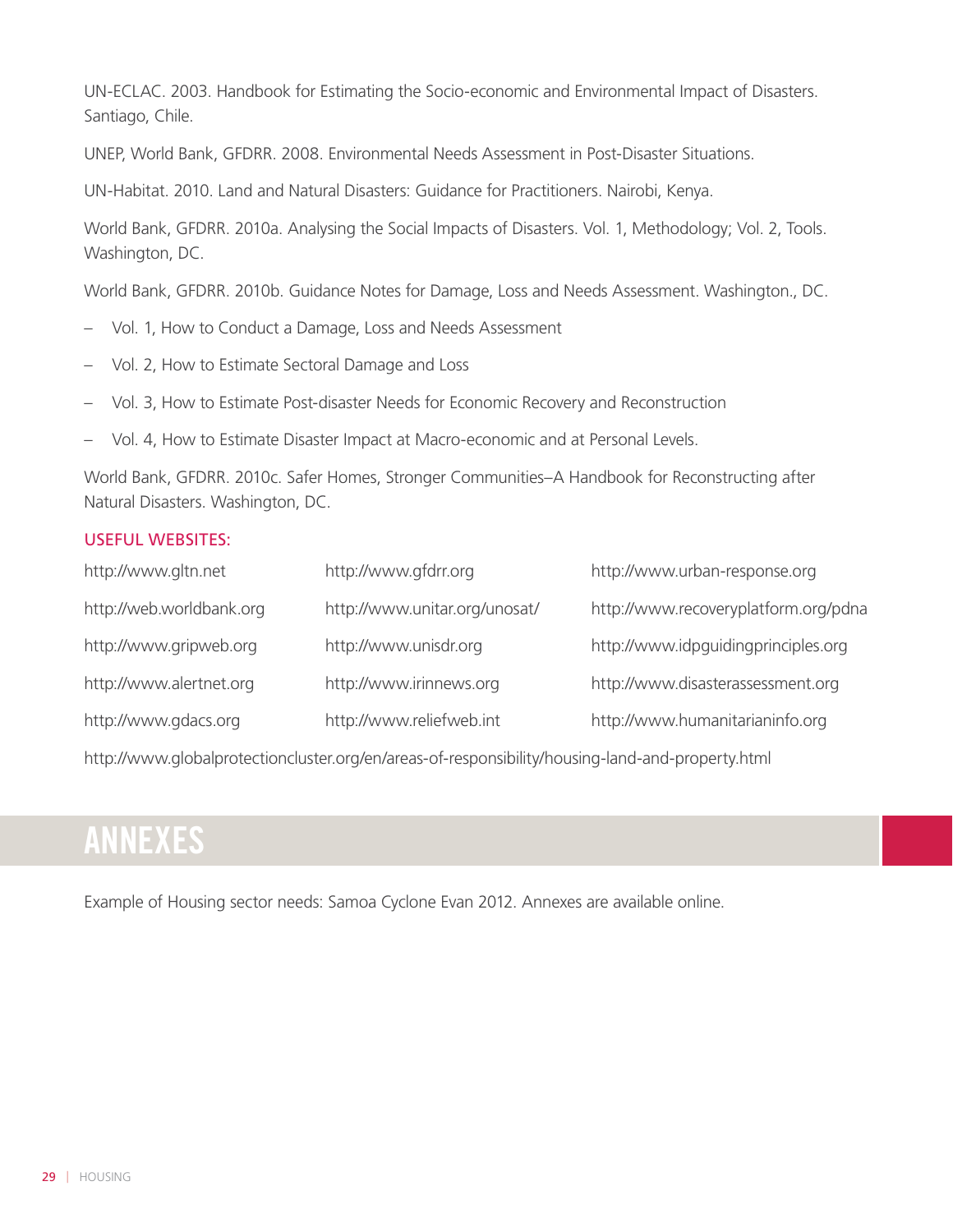UN-ECLAC. 2003. Handbook for Estimating the Socio-economic and Environmental Impact of Disasters. Santiago, Chile.

UNEP, World Bank, GFDRR. 2008. Environmental Needs Assessment in Post-Disaster Situations.

UN-Habitat. 2010. Land and Natural Disasters: Guidance for Practitioners. Nairobi, Kenya.

World Bank, GFDRR. 2010a. Analysing the Social Impacts of Disasters. Vol. 1, Methodology; Vol. 2, Tools. Washington, DC.

World Bank, GFDRR. 2010b. Guidance Notes for Damage, Loss and Needs Assessment. Washington., DC.

– Vol. 1, How to Conduct a Damage, Loss and Needs Assessment
– Vol. 2, How to Estimate Sectoral Damage and Loss
– Vol. 3, How to Estimate Post-disaster Needs for Economic Recovery and Reconstruction
– Vol. 4, How to Estimate Disaster Impact at Macro-economic and at Personal Levels.

World Bank, GFDRR. 2010c. Safer Homes, Stronger Communities–A Handbook for Reconstructing after Natural Disasters. Washington, DC.

### USEFUL WEBSITES:

| | | |
|---|---|---|
| http://www.gltn.net | http://www.gfdrr.org | http://www.urban-response.org |
| http://web.worldbank.org | http://www.unitar.org/unosat/ | http://www.recoveryplatform.org/pdna |
| http://www.gripweb.org | http://www.unisdr.org | http://www.idpguidingprinciples.org |
| http://www.alertnet.org | http://www.irinnews.org | http://www.disasterassessment.org |
| http://www.gdacs.org | http://www.reliefweb.int | http://www.humanitarianinfo.org |

http://www.globalprotectioncluster.org/en/areas-of-responsibility/housing-land-and-property.html

## ANNEXES

Example of Housing sector needs: Samoa Cyclone Evan 2012. Annexes are available online.